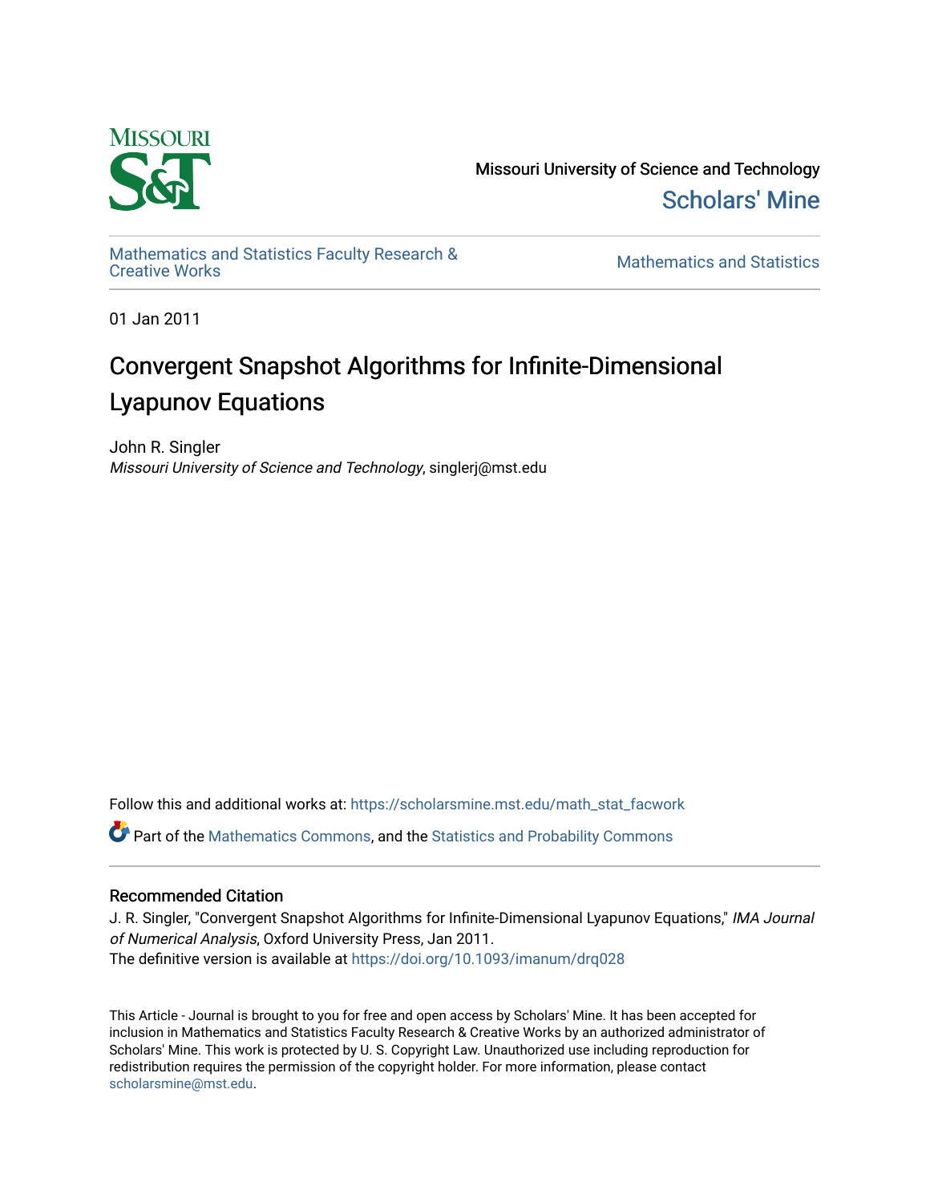Missouri University of Science and Technology

Scholars' Mine

Mathematics and Statistics Faculty Research & Creative Works

Mathematics and Statistics

01 Jan 2011

# Convergent Snapshot Algorithms for Infinite-Dimensional Lyapunov Equations

John R. Singler

*Missouri University of Science and Technology*, singlerj@mst.edu

Follow this and additional works at: https://scholarsmine.mst.edu/math_stat_facwork

Part of the Mathematics Commons, and the Statistics and Probability Commons

## Recommended Citation

J. R. Singler, "Convergent Snapshot Algorithms for Infinite-Dimensional Lyapunov Equations," *IMA Journal of Numerical Analysis*, Oxford University Press, Jan 2011.

The definitive version is available at https://doi.org/10.1093/imanum/drq028

This Article - Journal is brought to you for free and open access by Scholars' Mine. It has been accepted for inclusion in Mathematics and Statistics Faculty Research & Creative Works by an authorized administrator of Scholars' Mine. This work is protected by U. S. Copyright Law. Unauthorized use including reproduction for redistribution requires the permission of the copyright holder. For more information, please contact scholarsmine@mst.edu.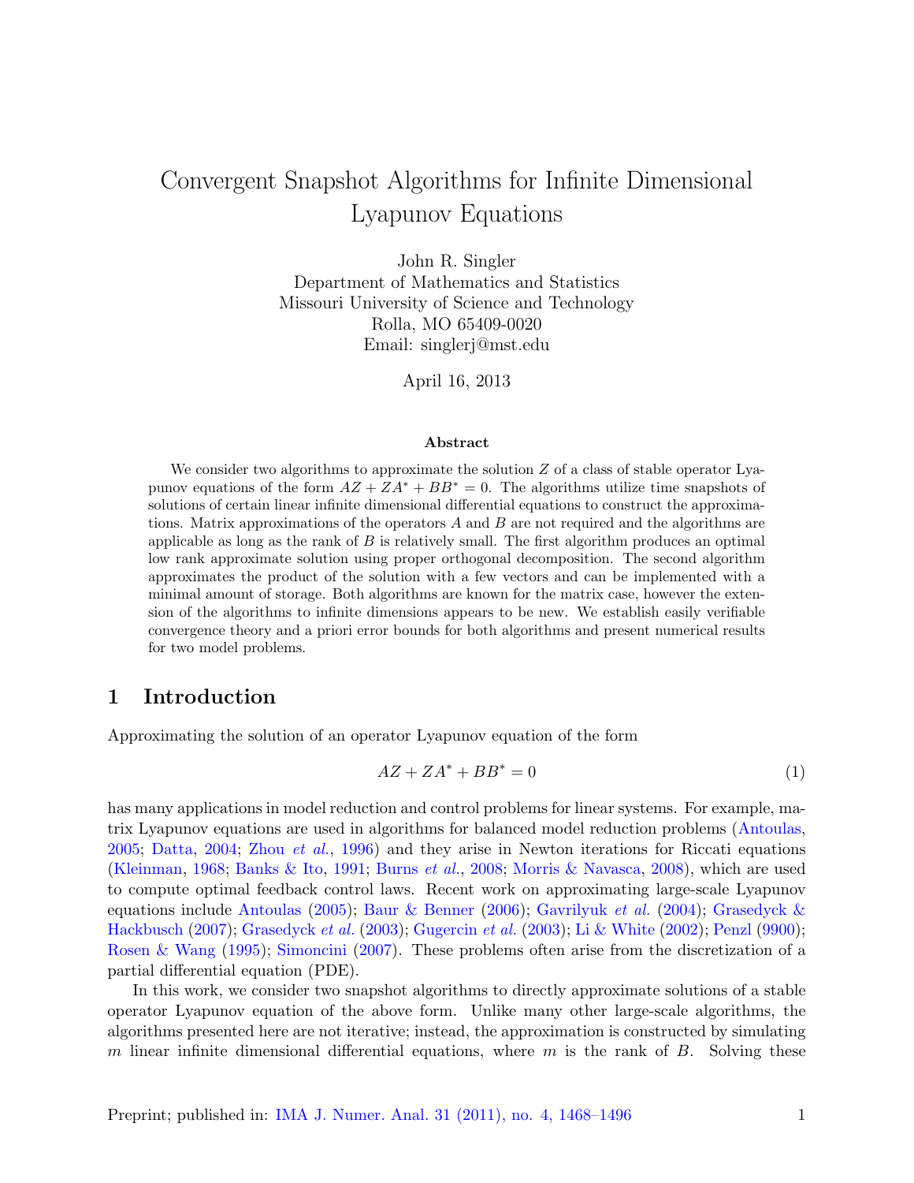# Convergent Snapshot Algorithms for Infinite Dimensional Lyapunov Equations

John R. Singler
Department of Mathematics and Statistics
Missouri University of Science and Technology
Rolla, MO 65409-0020
Email: singlerj@mst.edu

April 16, 2013

**Abstract**

We consider two algorithms to approximate the solution $Z$ of a class of stable operator Lyapunov equations of the form $AZ + ZA^* + BB^* = 0$. The algorithms utilize time snapshots of solutions of certain linear infinite dimensional differential equations to construct the approximations. Matrix approximations of the operators $A$ and $B$ are not required and the algorithms are applicable as long as the rank of $B$ is relatively small. The first algorithm produces an optimal low rank approximate solution using proper orthogonal decomposition. The second algorithm approximates the product of the solution with a few vectors and can be implemented with a minimal amount of storage. Both algorithms are known for the matrix case, however the extension of the algorithms to infinite dimensions appears to be new. We establish easily verifiable convergence theory and a priori error bounds for both algorithms and present numerical results for two model problems.

## 1 Introduction

Approximating the solution of an operator Lyapunov equation of the form

$$AZ + ZA^* + BB^* = 0 \tag{1}$$

has many applications in model reduction and control problems for linear systems. For example, matrix Lyapunov equations are used in algorithms for balanced model reduction problems (Antoulas, 2005; Datta, 2004; Zhou *et al.*, 1996) and they arise in Newton iterations for Riccati equations (Kleinman, 1968; Banks & Ito, 1991; Burns *et al.*, 2008; Morris & Navasca, 2008), which are used to compute optimal feedback control laws. Recent work on approximating large-scale Lyapunov equations include Antoulas (2005); Baur & Benner (2006); Gavrilyuk *et al.* (2004); Grasedyck & Hackbusch (2007); Grasedyck *et al.* (2003); Gugercin *et al.* (2003); Li & White (2002); Penzl (9900); Rosen & Wang (1995); Simoncini (2007). These problems often arise from the discretization of a partial differential equation (PDE).

In this work, we consider two snapshot algorithms to directly approximate solutions of a stable operator Lyapunov equation of the above form. Unlike many other large-scale algorithms, the algorithms presented here are not iterative; instead, the approximation is constructed by simulating $m$ linear infinite dimensional differential equations, where $m$ is the rank of $B$. Solving these

Preprint; published in: IMA J. Numer. Anal. 31 (2011), no. 4, 1468–1496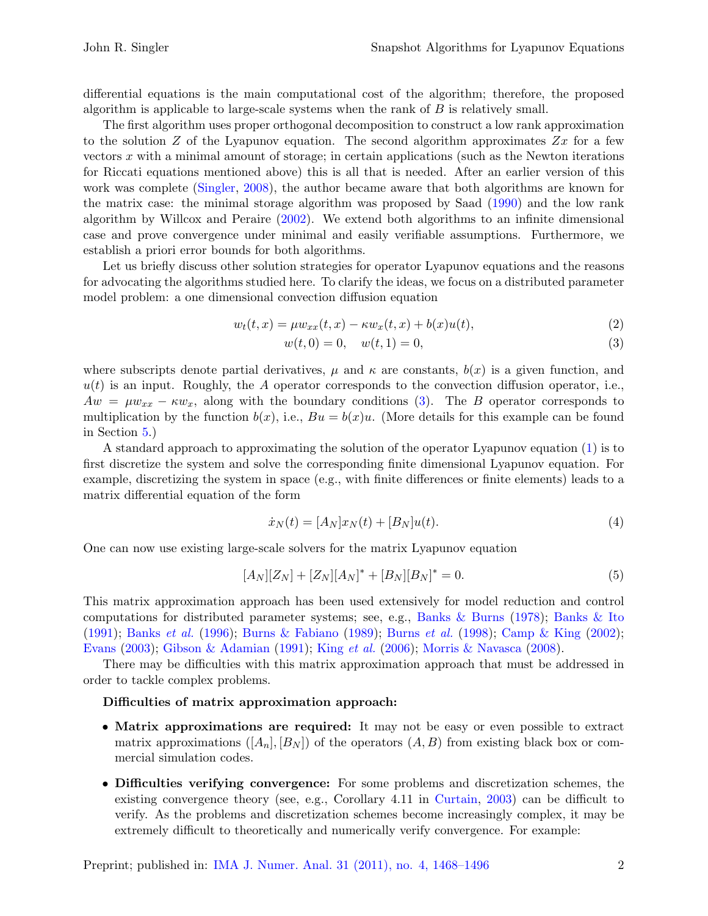differential equations is the main computational cost of the algorithm; therefore, the proposed algorithm is applicable to large-scale systems when the rank of $B$ is relatively small.

The first algorithm uses proper orthogonal decomposition to construct a low rank approximation to the solution $Z$ of the Lyapunov equation. The second algorithm approximates $Zx$ for a few vectors $x$ with a minimal amount of storage; in certain applications (such as the Newton iterations for Riccati equations mentioned above) this is all that is needed. After an earlier version of this work was complete (Singler, 2008), the author became aware that both algorithms are known for the matrix case: the minimal storage algorithm was proposed by Saad (1990) and the low rank algorithm by Willcox and Peraire (2002). We extend both algorithms to an infinite dimensional case and prove convergence under minimal and easily verifiable assumptions. Furthermore, we establish a priori error bounds for both algorithms.

Let us briefly discuss other solution strategies for operator Lyapunov equations and the reasons for advocating the algorithms studied here. To clarify the ideas, we focus on a distributed parameter model problem: a one dimensional convection diffusion equation

$$w_t(t,x) = \mu w_{xx}(t,x) - \kappa w_x(t,x) + b(x)u(t), \tag{2}$$

$$w(t,0) = 0, \quad w(t,1) = 0, \tag{3}$$

where subscripts denote partial derivatives, $\mu$ and $\kappa$ are constants, $b(x)$ is a given function, and $u(t)$ is an input. Roughly, the $A$ operator corresponds to the convection diffusion operator, i.e., $Aw = \mu w_{xx} - \kappa w_x$, along with the boundary conditions (3). The $B$ operator corresponds to multiplication by the function $b(x)$, i.e., $Bu = b(x)u$. (More details for this example can be found in Section 5.)

A standard approach to approximating the solution of the operator Lyapunov equation (1) is to first discretize the system and solve the corresponding finite dimensional Lyapunov equation. For example, discretizing the system in space (e.g., with finite differences or finite elements) leads to a matrix differential equation of the form

$$\dot{x}_N(t) = [A_N]x_N(t) + [B_N]u(t). \tag{4}$$

One can now use existing large-scale solvers for the matrix Lyapunov equation

$$[A_N][Z_N] + [Z_N][A_N]^* + [B_N][B_N]^* = 0. \tag{5}$$

This matrix approximation approach has been used extensively for model reduction and control computations for distributed parameter systems; see, e.g., Banks & Burns (1978); Banks & Ito (1991); Banks *et al.* (1996); Burns & Fabiano (1989); Burns *et al.* (1998); Camp & King (2002); Evans (2003); Gibson & Adamian (1991); King *et al.* (2006); Morris & Navasca (2008).

There may be difficulties with this matrix approximation approach that must be addressed in order to tackle complex problems.

**Difficulties of matrix approximation approach:**

- **Matrix approximations are required:** It may not be easy or even possible to extract matrix approximations ($[A_n], [B_N]$) of the operators $(A, B)$ from existing black box or commercial simulation codes.
- **Difficulties verifying convergence:** For some problems and discretization schemes, the existing convergence theory (see, e.g., Corollary 4.11 in Curtain, 2003) can be difficult to verify. As the problems and discretization schemes become increasingly complex, it may be extremely difficult to theoretically and numerically verify convergence. For example: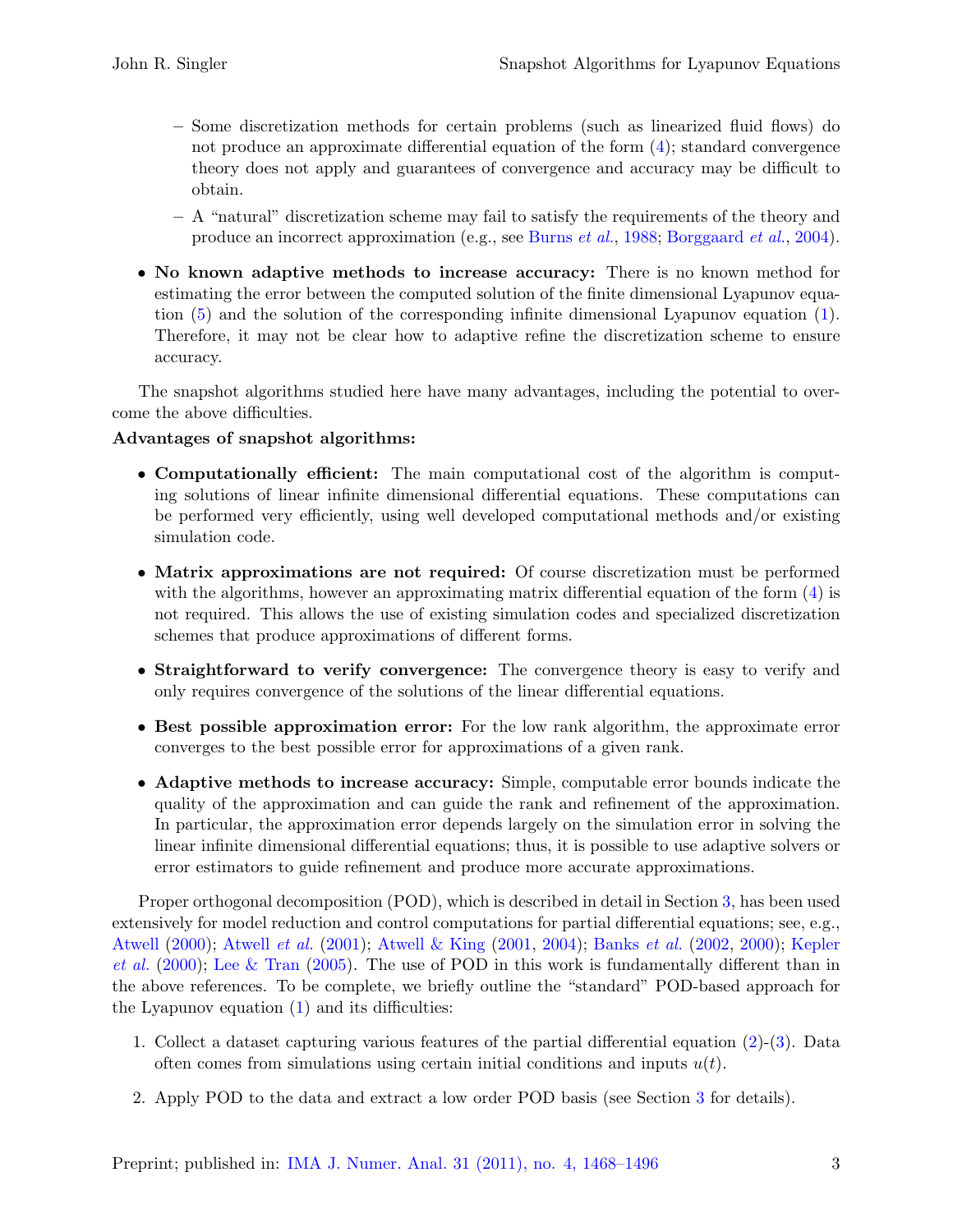- Some discretization methods for certain problems (such as linearized fluid flows) do not produce an approximate differential equation of the form (4); standard convergence theory does not apply and guarantees of convergence and accuracy may be difficult to obtain.
  - A "natural" discretization scheme may fail to satisfy the requirements of the theory and produce an incorrect approximation (e.g., see Burns *et al.*, 1988; Borggaard *et al.*, 2004).

- **No known adaptive methods to increase accuracy:** There is no known method for estimating the error between the computed solution of the finite dimensional Lyapunov equation (5) and the solution of the corresponding infinite dimensional Lyapunov equation (1). Therefore, it may not be clear how to adaptive refine the discretization scheme to ensure accuracy.

The snapshot algorithms studied here have many advantages, including the potential to overcome the above difficulties.

**Advantages of snapshot algorithms:**

- **Computationally efficient:** The main computational cost of the algorithm is computing solutions of linear infinite dimensional differential equations. These computations can be performed very efficiently, using well developed computational methods and/or existing simulation code.

- **Matrix approximations are not required:** Of course discretization must be performed with the algorithms, however an approximating matrix differential equation of the form (4) is not required. This allows the use of existing simulation codes and specialized discretization schemes that produce approximations of different forms.

- **Straightforward to verify convergence:** The convergence theory is easy to verify and only requires convergence of the solutions of the linear differential equations.

- **Best possible approximation error:** For the low rank algorithm, the approximate error converges to the best possible error for approximations of a given rank.

- **Adaptive methods to increase accuracy:** Simple, computable error bounds indicate the quality of the approximation and can guide the rank and refinement of the approximation. In particular, the approximation error depends largely on the simulation error in solving the linear infinite dimensional differential equations; thus, it is possible to use adaptive solvers or error estimators to guide refinement and produce more accurate approximations.

Proper orthogonal decomposition (POD), which is described in detail in Section 3, has been used extensively for model reduction and control computations for partial differential equations; see, e.g., Atwell (2000); Atwell *et al.* (2001); Atwell & King (2001, 2004); Banks *et al.* (2002, 2000); Kepler *et al.* (2000); Lee & Tran (2005). The use of POD in this work is fundamentally different than in the above references. To be complete, we briefly outline the "standard" POD-based approach for the Lyapunov equation (1) and its difficulties:

1. Collect a dataset capturing various features of the partial differential equation (2)-(3). Data often comes from simulations using certain initial conditions and inputs $u(t)$.

2. Apply POD to the data and extract a low order POD basis (see Section 3 for details).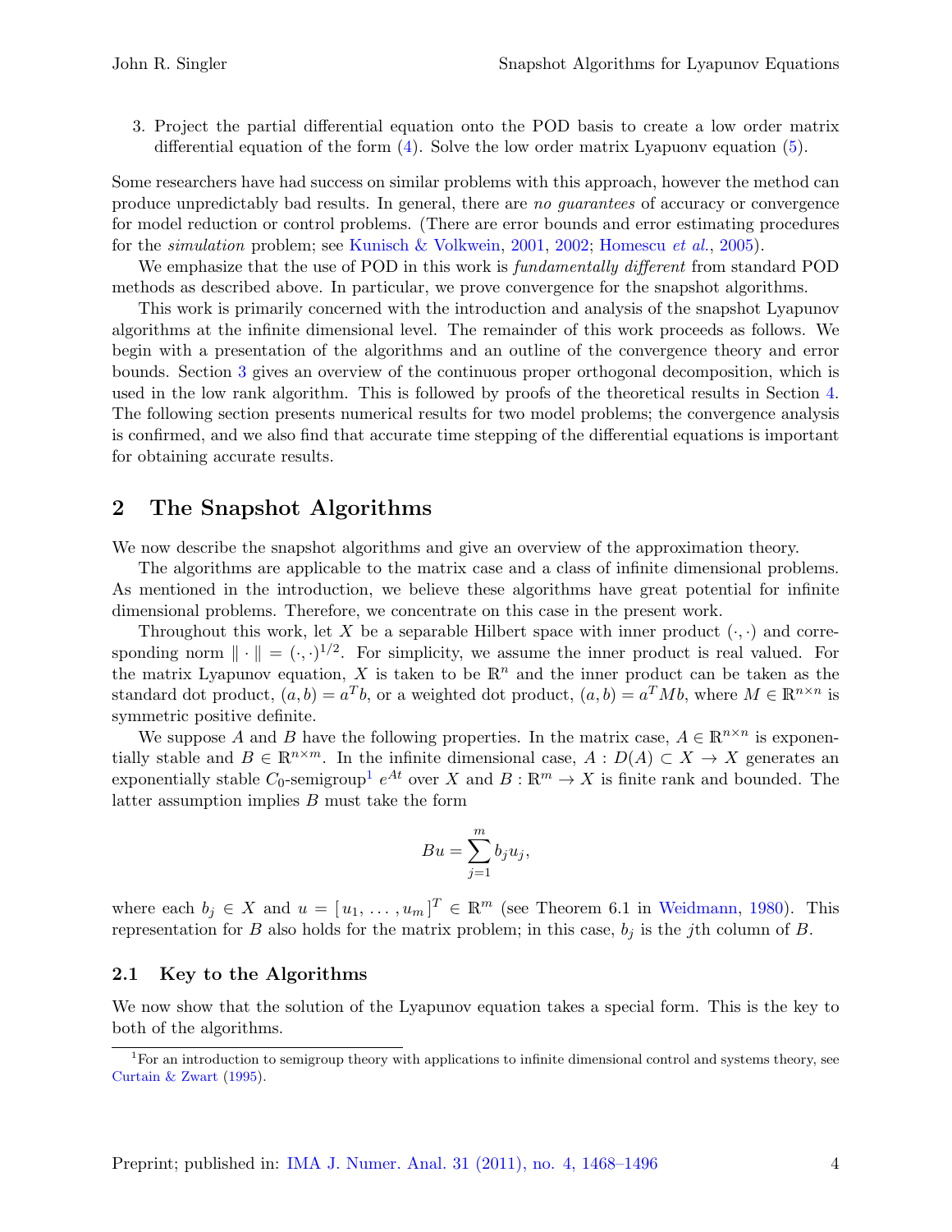3. Project the partial differential equation onto the POD basis to create a low order matrix differential equation of the form (4). Solve the low order matrix Lyapuonv equation (5).

Some researchers have had success on similar problems with this approach, however the method can produce unpredictably bad results. In general, there are *no guarantees* of accuracy or convergence for model reduction or control problems. (There are error bounds and error estimating procedures for the *simulation* problem; see Kunisch & Volkwein, 2001, 2002; Homescu *et al.*, 2005).

We emphasize that the use of POD in this work is *fundamentally different* from standard POD methods as described above. In particular, we prove convergence for the snapshot algorithms.

This work is primarily concerned with the introduction and analysis of the snapshot Lyapunov algorithms at the infinite dimensional level. The remainder of this work proceeds as follows. We begin with a presentation of the algorithms and an outline of the convergence theory and error bounds. Section 3 gives an overview of the continuous proper orthogonal decomposition, which is used in the low rank algorithm. This is followed by proofs of the theoretical results in Section 4. The following section presents numerical results for two model problems; the convergence analysis is confirmed, and we also find that accurate time stepping of the differential equations is important for obtaining accurate results.

## 2 The Snapshot Algorithms

We now describe the snapshot algorithms and give an overview of the approximation theory.

The algorithms are applicable to the matrix case and a class of infinite dimensional problems. As mentioned in the introduction, we believe these algorithms have great potential for infinite dimensional problems. Therefore, we concentrate on this case in the present work.

Throughout this work, let $X$ be a separable Hilbert space with inner product $(\cdot,\cdot)$ and corresponding norm $\|\cdot\| = (\cdot,\cdot)^{1/2}$. For simplicity, we assume the inner product is real valued. For the matrix Lyapunov equation, $X$ is taken to be $\mathbb{R}^n$ and the inner product can be taken as the standard dot product, $(a,b) = a^T b$, or a weighted dot product, $(a,b) = a^T M b$, where $M \in \mathbb{R}^{n\times n}$ is symmetric positive definite.

We suppose $A$ and $B$ have the following properties. In the matrix case, $A \in \mathbb{R}^{n\times n}$ is exponentially stable and $B \in \mathbb{R}^{n\times m}$. In the infinite dimensional case, $A : D(A) \subset X \to X$ generates an exponentially stable $C_0$-semigroup[1] $e^{At}$ over $X$ and $B : \mathbb{R}^m \to X$ is finite rank and bounded. The latter assumption implies $B$ must take the form

$$Bu = \sum_{j=1}^{m} b_j u_j,$$

where each $b_j \in X$ and $u = [\, u_1, \ldots, u_m \,]^T \in \mathbb{R}^m$ (see Theorem 6.1 in Weidmann, 1980). This representation for $B$ also holds for the matrix problem; in this case, $b_j$ is the $j$th column of $B$.

### 2.1 Key to the Algorithms

We now show that the solution of the Lyapunov equation takes a special form. This is the key to both of the algorithms.

[1] For an introduction to semigroup theory with applications to infinite dimensional control and systems theory, see Curtain & Zwart (1995).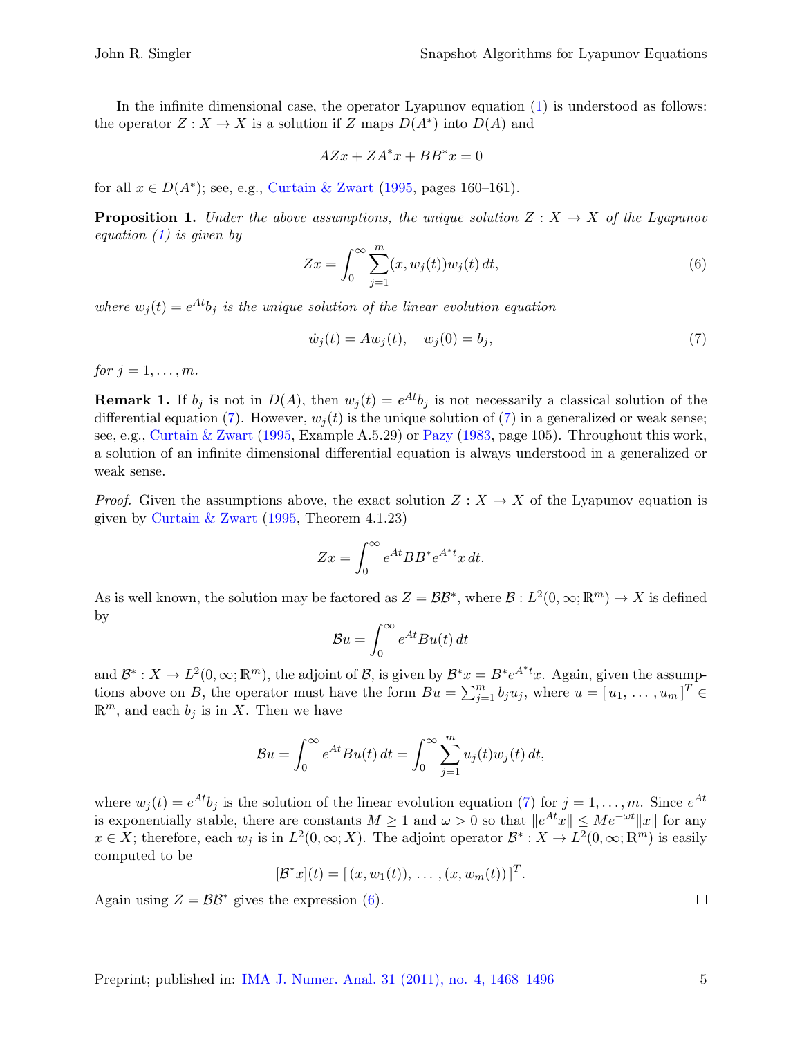In the infinite dimensional case, the operator Lyapunov equation (1) is understood as follows: the operator $Z : X \to X$ is a solution if $Z$ maps $D(A^*)$ into $D(A)$ and

$$AZx + ZA^*x + BB^*x = 0$$

for all $x \in D(A^*)$; see, e.g., Curtain & Zwart (1995, pages 160–161).

**Proposition 1.** *Under the above assumptions, the unique solution $Z : X \to X$ of the Lyapunov equation (1) is given by*

$$Zx = \int_0^\infty \sum_{j=1}^m (x, w_j(t)) w_j(t)\, dt, \tag{6}$$

*where $w_j(t) = e^{At} b_j$ is the unique solution of the linear evolution equation*

$$\dot{w}_j(t) = A w_j(t), \quad w_j(0) = b_j, \tag{7}$$

*for $j = 1, \ldots, m$.*

**Remark 1.** If $b_j$ is not in $D(A)$, then $w_j(t) = e^{At} b_j$ is not necessarily a classical solution of the differential equation (7). However, $w_j(t)$ is the unique solution of (7) in a generalized or weak sense; see, e.g., Curtain & Zwart (1995, Example A.5.29) or Pazy (1983, page 105). Throughout this work, a solution of an infinite dimensional differential equation is always understood in a generalized or weak sense.

*Proof.* Given the assumptions above, the exact solution $Z : X \to X$ of the Lyapunov equation is given by Curtain & Zwart (1995, Theorem 4.1.23)

$$Zx = \int_0^\infty e^{At} BB^* e^{A^*t} x\, dt.$$

As is well known, the solution may be factored as $Z = \mathcal{B}\mathcal{B}^*$, where $\mathcal{B} : L^2(0, \infty; \mathbb{R}^m) \to X$ is defined by

$$\mathcal{B}u = \int_0^\infty e^{At} Bu(t)\, dt$$

and $\mathcal{B}^* : X \to L^2(0, \infty; \mathbb{R}^m)$, the adjoint of $\mathcal{B}$, is given by $\mathcal{B}^* x = B^* e^{A^*t} x$. Again, given the assumptions above on $B$, the operator must have the form $Bu = \sum_{j=1}^m b_j u_j$, where $u = [\, u_1, \, \ldots \, , u_m \,]^T \in \mathbb{R}^m$, and each $b_j$ is in $X$. Then we have

$$\mathcal{B}u = \int_0^\infty e^{At} Bu(t)\, dt = \int_0^\infty \sum_{j=1}^m u_j(t) w_j(t)\, dt,$$

where $w_j(t) = e^{At} b_j$ is the solution of the linear evolution equation (7) for $j = 1, \ldots, m$. Since $e^{At}$ is exponentially stable, there are constants $M \geq 1$ and $\omega > 0$ so that $\|e^{At}x\| \leq Me^{-\omega t}\|x\|$ for any $x \in X$; therefore, each $w_j$ is in $L^2(0, \infty; X)$. The adjoint operator $\mathcal{B}^* : X \to L^2(0, \infty; \mathbb{R}^m)$ is easily computed to be

$$[\mathcal{B}^* x](t) = [\, (x, w_1(t)), \, \ldots \, , (x, w_m(t)) \,]^T.$$

Again using $Z = \mathcal{B}\mathcal{B}^*$ gives the expression (6). ∎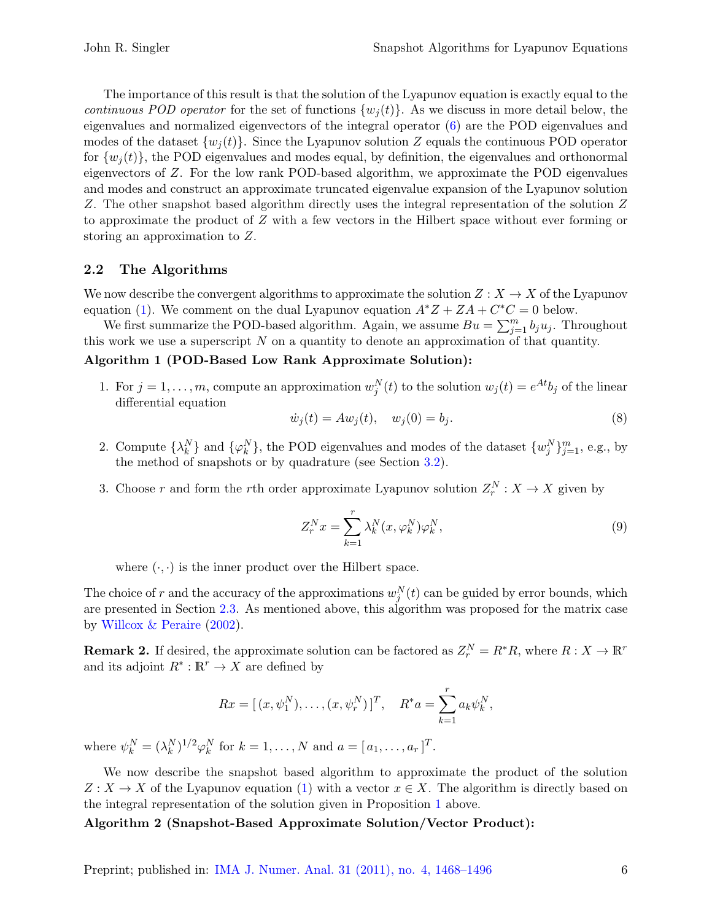The importance of this result is that the solution of the Lyapunov equation is exactly equal to the *continuous POD operator* for the set of functions $\{w_j(t)\}$. As we discuss in more detail below, the eigenvalues and normalized eigenvectors of the integral operator (6) are the POD eigenvalues and modes of the dataset $\{w_j(t)\}$. Since the Lyapunov solution $Z$ equals the continuous POD operator for $\{w_j(t)\}$, the POD eigenvalues and modes equal, by definition, the eigenvalues and orthonormal eigenvectors of $Z$. For the low rank POD-based algorithm, we approximate the POD eigenvalues and modes and construct an approximate truncated eigenvalue expansion of the Lyapunov solution $Z$. The other snapshot based algorithm directly uses the integral representation of the solution $Z$ to approximate the product of $Z$ with a few vectors in the Hilbert space without ever forming or storing an approximation to $Z$.

## 2.2 The Algorithms

We now describe the convergent algorithms to approximate the solution $Z : X \to X$ of the Lyapunov equation (1). We comment on the dual Lyapunov equation $A^*Z + ZA + C^*C = 0$ below.

We first summarize the POD-based algorithm. Again, we assume $Bu = \sum_{j=1}^{m} b_j u_j$. Throughout this work we use a superscript $N$ on a quantity to denote an approximation of that quantity.

**Algorithm 1 (POD-Based Low Rank Approximate Solution):**

1. For $j = 1, \ldots, m$, compute an approximation $w_j^N(t)$ to the solution $w_j(t) = e^{At}b_j$ of the linear differential equation
$$\dot{w}_j(t) = Aw_j(t), \quad w_j(0) = b_j. \tag{8}$$

2. Compute $\{\lambda_k^N\}$ and $\{\varphi_k^N\}$, the POD eigenvalues and modes of the dataset $\{w_j^N\}_{j=1}^m$, e.g., by the method of snapshots or by quadrature (see Section 3.2).

3. Choose $r$ and form the $r$th order approximate Lyapunov solution $Z_r^N : X \to X$ given by
$$Z_r^N x = \sum_{k=1}^{r} \lambda_k^N (x, \varphi_k^N)\varphi_k^N, \tag{9}$$
where $(\cdot, \cdot)$ is the inner product over the Hilbert space.

The choice of $r$ and the accuracy of the approximations $w_j^N(t)$ can be guided by error bounds, which are presented in Section 2.3. As mentioned above, this algorithm was proposed for the matrix case by Willcox & Peraire (2002).

**Remark 2.** If desired, the approximate solution can be factored as $Z_r^N = R^*R$, where $R : X \to \mathbb{R}^r$ and its adjoint $R^* : \mathbb{R}^r \to X$ are defined by

$$Rx = [\,(x, \psi_1^N), \ldots, (x, \psi_r^N)\,]^T, \quad R^*a = \sum_{k=1}^{r} a_k \psi_k^N,$$

where $\psi_k^N = (\lambda_k^N)^{1/2}\varphi_k^N$ for $k = 1, \ldots, N$ and $a = [\,a_1, \ldots, a_r\,]^T$.

We now describe the snapshot based algorithm to approximate the product of the solution $Z : X \to X$ of the Lyapunov equation (1) with a vector $x \in X$. The algorithm is directly based on the integral representation of the solution given in Proposition 1 above.

**Algorithm 2 (Snapshot-Based Approximate Solution/Vector Product):**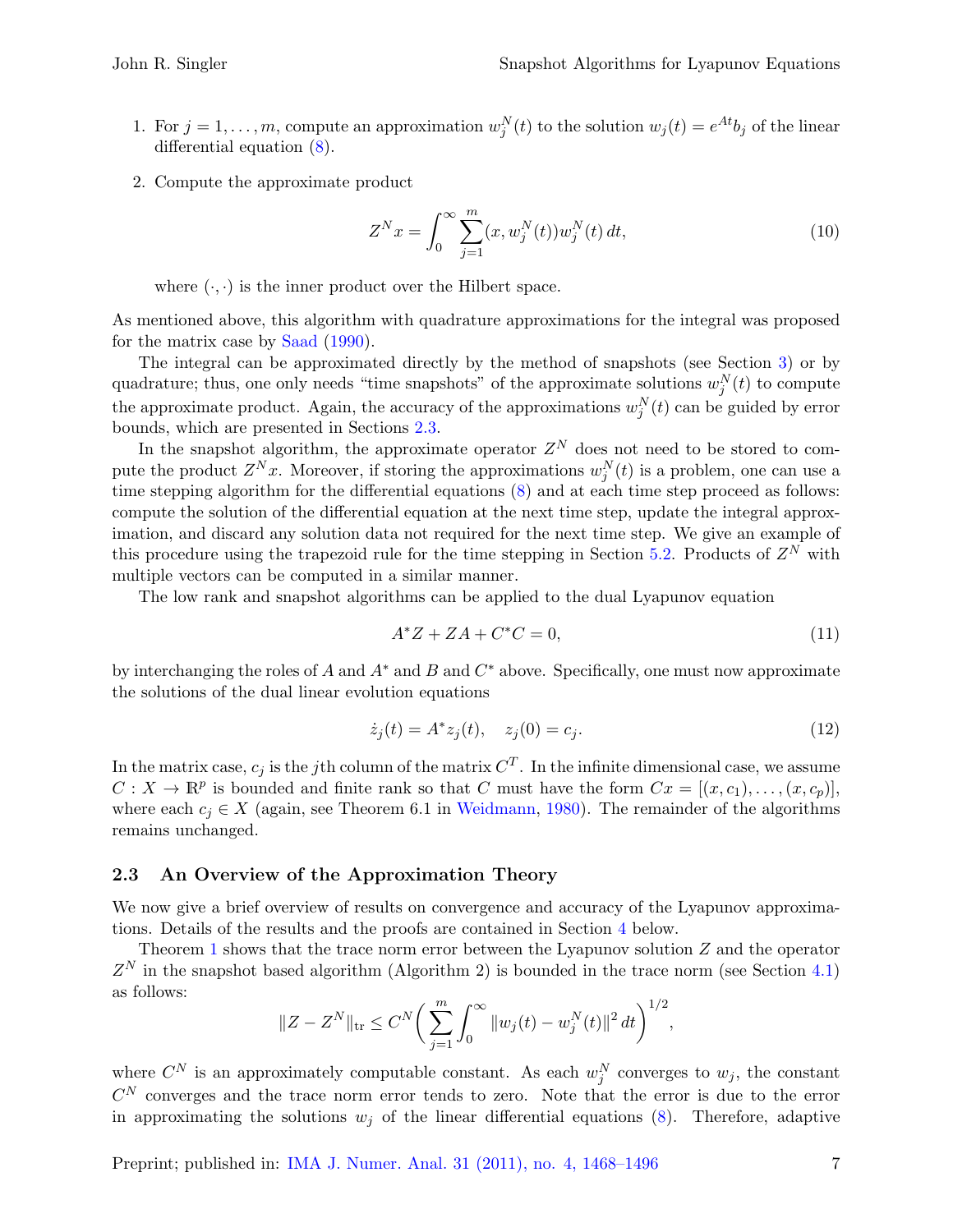1. For $j = 1, \ldots, m$, compute an approximation $w_j^N(t)$ to the solution $w_j(t) = e^{At} b_j$ of the linear differential equation (8).
2. Compute the approximate product

$$Z^N x = \int_0^\infty \sum_{j=1}^m (x, w_j^N(t)) w_j^N(t)\, dt, \tag{10}$$

where $(\cdot, \cdot)$ is the inner product over the Hilbert space.

As mentioned above, this algorithm with quadrature approximations for the integral was proposed for the matrix case by Saad (1990).

The integral can be approximated directly by the method of snapshots (see Section 3) or by quadrature; thus, one only needs "time snapshots" of the approximate solutions $w_j^N(t)$ to compute the approximate product. Again, the accuracy of the approximations $w_j^N(t)$ can be guided by error bounds, which are presented in Sections 2.3.

In the snapshot algorithm, the approximate operator $Z^N$ does not need to be stored to compute the product $Z^N x$. Moreover, if storing the approximations $w_j^N(t)$ is a problem, one can use a time stepping algorithm for the differential equations (8) and at each time step proceed as follows: compute the solution of the differential equation at the next time step, update the integral approximation, and discard any solution data not required for the next time step. We give an example of this procedure using the trapezoid rule for the time stepping in Section 5.2. Products of $Z^N$ with multiple vectors can be computed in a similar manner.

The low rank and snapshot algorithms can be applied to the dual Lyapunov equation

$$A^* Z + Z A + C^* C = 0, \tag{11}$$

by interchanging the roles of $A$ and $A^*$ and $B$ and $C^*$ above. Specifically, one must now approximate the solutions of the dual linear evolution equations

$$\dot{z}_j(t) = A^* z_j(t), \quad z_j(0) = c_j. \tag{12}$$

In the matrix case, $c_j$ is the $j$th column of the matrix $C^T$. In the infinite dimensional case, we assume $C : X \to \mathbb{R}^p$ is bounded and finite rank so that $C$ must have the form $Cx = [(x, c_1), \ldots, (x, c_p)]$, where each $c_j \in X$ (again, see Theorem 6.1 in Weidmann, 1980). The remainder of the algorithms remains unchanged.

### 2.3 An Overview of the Approximation Theory

We now give a brief overview of results on convergence and accuracy of the Lyapunov approximations. Details of the results and the proofs are contained in Section 4 below.

Theorem 1 shows that the trace norm error between the Lyapunov solution $Z$ and the operator $Z^N$ in the snapshot based algorithm (Algorithm 2) is bounded in the trace norm (see Section 4.1) as follows:

$$\|Z - Z^N\|_{\mathrm{tr}} \leq C^N \left( \sum_{j=1}^m \int_0^\infty \|w_j(t) - w_j^N(t)\|^2 \, dt \right)^{1/2},$$

where $C^N$ is an approximately computable constant. As each $w_j^N$ converges to $w_j$, the constant $C^N$ converges and the trace norm error tends to zero. Note that the error is due to the error in approximating the solutions $w_j$ of the linear differential equations (8). Therefore, adaptive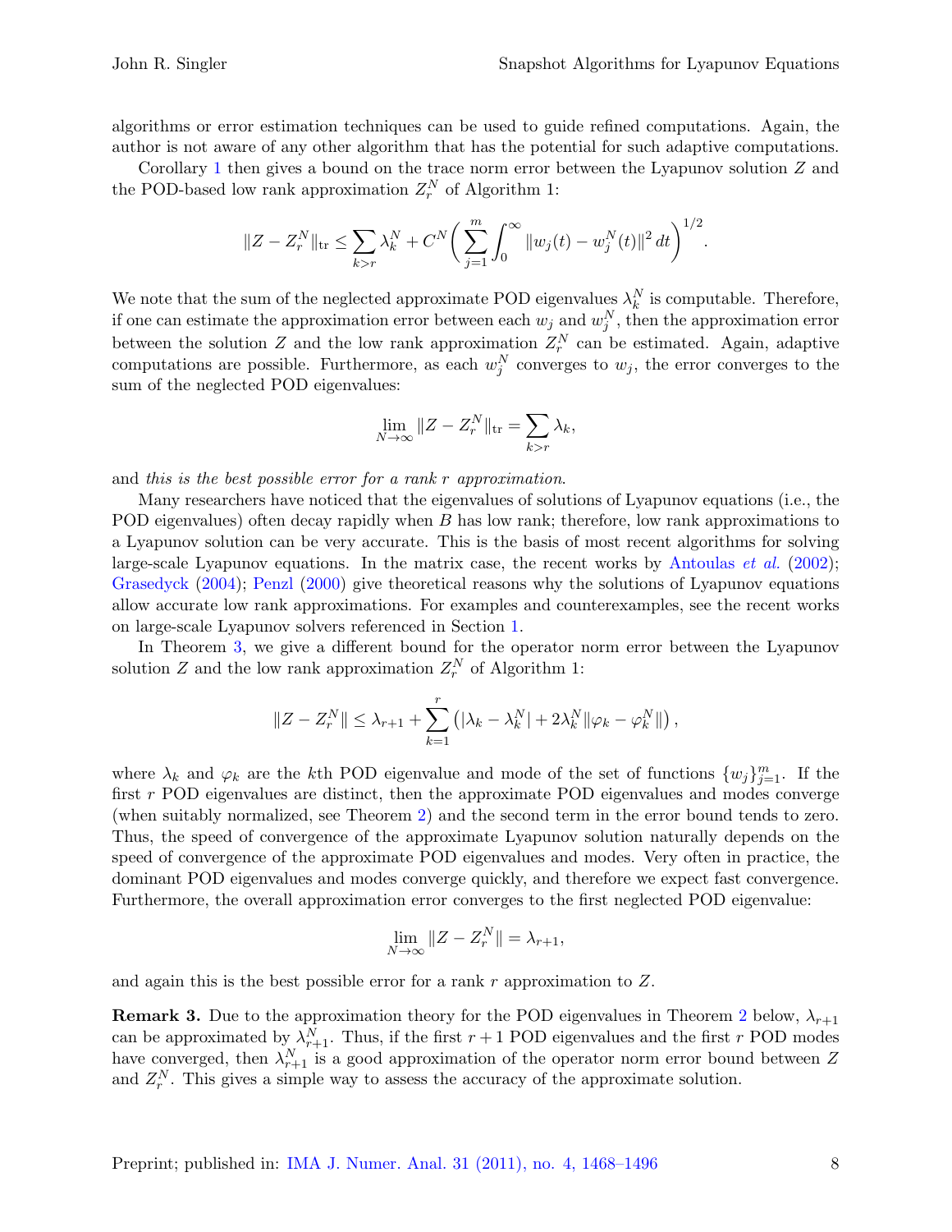algorithms or error estimation techniques can be used to guide refined computations. Again, the author is not aware of any other algorithm that has the potential for such adaptive computations.

Corollary 1 then gives a bound on the trace norm error between the Lyapunov solution $Z$ and the POD-based low rank approximation $Z_r^N$ of Algorithm 1:

$$\|Z - Z_r^N\|_{\mathrm{tr}} \leq \sum_{k>r} \lambda_k^N + C^N \left( \sum_{j=1}^{m} \int_0^\infty \|w_j(t) - w_j^N(t)\|^2 \, dt \right)^{1/2}.$$

We note that the sum of the neglected approximate POD eigenvalues $\lambda_k^N$ is computable. Therefore, if one can estimate the approximation error between each $w_j$ and $w_j^N$, then the approximation error between the solution $Z$ and the low rank approximation $Z_r^N$ can be estimated. Again, adaptive computations are possible. Furthermore, as each $w_j^N$ converges to $w_j$, the error converges to the sum of the neglected POD eigenvalues:

$$\lim_{N\to\infty} \|Z - Z_r^N\|_{\mathrm{tr}} = \sum_{k>r} \lambda_k,$$

and *this is the best possible error for a rank $r$ approximation*.

Many researchers have noticed that the eigenvalues of solutions of Lyapunov equations (i.e., the POD eigenvalues) often decay rapidly when $B$ has low rank; therefore, low rank approximations to a Lyapunov solution can be very accurate. This is the basis of most recent algorithms for solving large-scale Lyapunov equations. In the matrix case, the recent works by Antoulas *et al.* (2002); Grasedyck (2004); Penzl (2000) give theoretical reasons why the solutions of Lyapunov equations allow accurate low rank approximations. For examples and counterexamples, see the recent works on large-scale Lyapunov solvers referenced in Section 1.

In Theorem 3, we give a different bound for the operator norm error between the Lyapunov solution $Z$ and the low rank approximation $Z_r^N$ of Algorithm 1:

$$\|Z - Z_r^N\| \leq \lambda_{r+1} + \sum_{k=1}^{r} \left( |\lambda_k - \lambda_k^N| + 2\lambda_k^N \|\varphi_k - \varphi_k^N\| \right),$$

where $\lambda_k$ and $\varphi_k$ are the $k$th POD eigenvalue and mode of the set of functions $\{w_j\}_{j=1}^m$. If the first $r$ POD eigenvalues are distinct, then the approximate POD eigenvalues and modes converge (when suitably normalized, see Theorem 2) and the second term in the error bound tends to zero. Thus, the speed of convergence of the approximate Lyapunov solution naturally depends on the speed of convergence of the approximate POD eigenvalues and modes. Very often in practice, the dominant POD eigenvalues and modes converge quickly, and therefore we expect fast convergence. Furthermore, the overall approximation error converges to the first neglected POD eigenvalue:

$$\lim_{N\to\infty} \|Z - Z_r^N\| = \lambda_{r+1},$$

and again this is the best possible error for a rank $r$ approximation to $Z$.

**Remark 3.** Due to the approximation theory for the POD eigenvalues in Theorem 2 below, $\lambda_{r+1}$ can be approximated by $\lambda_{r+1}^N$. Thus, if the first $r+1$ POD eigenvalues and the first $r$ POD modes have converged, then $\lambda_{r+1}^N$ is a good approximation of the operator norm error bound between $Z$ and $Z_r^N$. This gives a simple way to assess the accuracy of the approximate solution.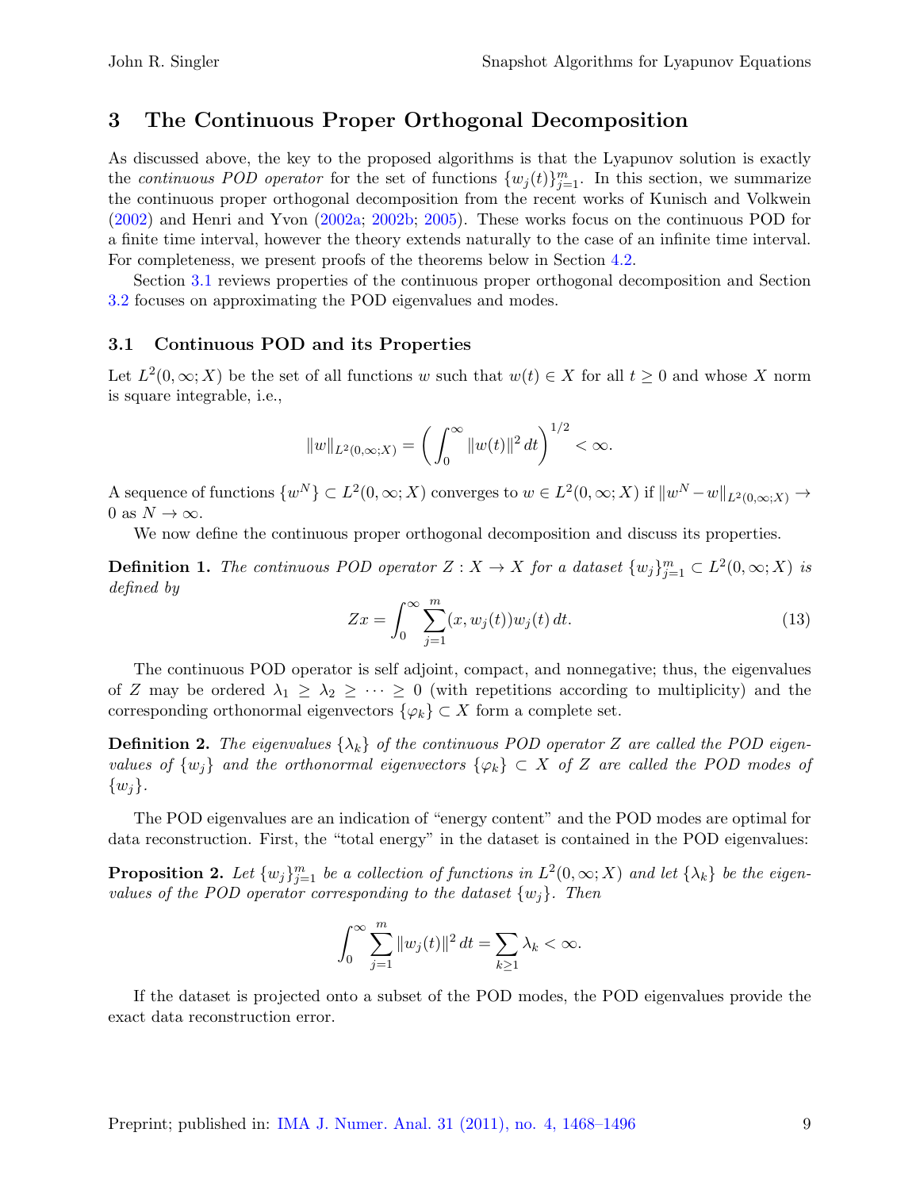## 3 The Continuous Proper Orthogonal Decomposition

As discussed above, the key to the proposed algorithms is that the Lyapunov solution is exactly the *continuous POD operator* for the set of functions $\{w_j(t)\}_{j=1}^m$. In this section, we summarize the continuous proper orthogonal decomposition from the recent works of Kunisch and Volkwein (2002) and Henri and Yvon (2002a; 2002b; 2005). These works focus on the continuous POD for a finite time interval, however the theory extends naturally to the case of an infinite time interval. For completeness, we present proofs of the theorems below in Section 4.2.

Section 3.1 reviews properties of the continuous proper orthogonal decomposition and Section 3.2 focuses on approximating the POD eigenvalues and modes.

### 3.1 Continuous POD and its Properties

Let $L^2(0,\infty;X)$ be the set of all functions $w$ such that $w(t) \in X$ for all $t \geq 0$ and whose $X$ norm is square integrable, i.e.,

$$\|w\|_{L^2(0,\infty;X)} = \left( \int_0^\infty \|w(t)\|^2 \, dt \right)^{1/2} < \infty.$$

A sequence of functions $\{w^N\} \subset L^2(0,\infty;X)$ converges to $w \in L^2(0,\infty;X)$ if $\|w^N - w\|_{L^2(0,\infty;X)} \to 0$ as $N \to \infty$.

We now define the continuous proper orthogonal decomposition and discuss its properties.

**Definition 1.** *The continuous POD operator $Z : X \to X$ for a dataset $\{w_j\}_{j=1}^m \subset L^2(0,\infty;X)$ is defined by*

$$Zx = \int_0^\infty \sum_{j=1}^m (x, w_j(t)) w_j(t) \, dt. \tag{13}$$

The continuous POD operator is self adjoint, compact, and nonnegative; thus, the eigenvalues of $Z$ may be ordered $\lambda_1 \geq \lambda_2 \geq \cdots \geq 0$ (with repetitions according to multiplicity) and the corresponding orthonormal eigenvectors $\{\varphi_k\} \subset X$ form a complete set.

**Definition 2.** *The eigenvalues $\{\lambda_k\}$ of the continuous POD operator $Z$ are called the POD eigenvalues of $\{w_j\}$ and the orthonormal eigenvectors $\{\varphi_k\} \subset X$ of $Z$ are called the POD modes of $\{w_j\}$.*

The POD eigenvalues are an indication of "energy content" and the POD modes are optimal for data reconstruction. First, the "total energy" in the dataset is contained in the POD eigenvalues:

**Proposition 2.** *Let $\{w_j\}_{j=1}^m$ be a collection of functions in $L^2(0,\infty;X)$ and let $\{\lambda_k\}$ be the eigenvalues of the POD operator corresponding to the dataset $\{w_j\}$. Then*

$$\int_0^\infty \sum_{j=1}^m \|w_j(t)\|^2 \, dt = \sum_{k \geq 1} \lambda_k < \infty.$$

If the dataset is projected onto a subset of the POD modes, the POD eigenvalues provide the exact data reconstruction error.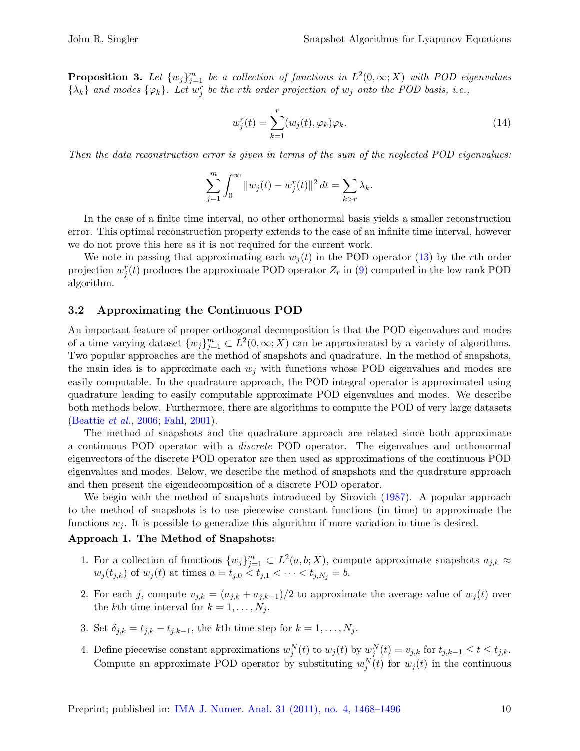**Proposition 3.** *Let $\{w_j\}_{j=1}^m$ be a collection of functions in $L^2(0,\infty;X)$ with POD eigenvalues $\{\lambda_k\}$ and modes $\{\varphi_k\}$. Let $w_j^r$ be the $r$th order projection of $w_j$ onto the POD basis, i.e.,*

$$w_j^r(t) = \sum_{k=1}^{r} (w_j(t), \varphi_k)\varphi_k. \tag{14}$$

*Then the data reconstruction error is given in terms of the sum of the neglected POD eigenvalues:*

$$\sum_{j=1}^{m} \int_0^\infty \|w_j(t) - w_j^r(t)\|^2 \, dt = \sum_{k>r} \lambda_k.$$

In the case of a finite time interval, no other orthonormal basis yields a smaller reconstruction error. This optimal reconstruction property extends to the case of an infinite time interval, however we do not prove this here as it is not required for the current work.

We note in passing that approximating each $w_j(t)$ in the POD operator (13) by the $r$th order projection $w_j^r(t)$ produces the approximate POD operator $Z_r$ in (9) computed in the low rank POD algorithm.

### 3.2 Approximating the Continuous POD

An important feature of proper orthogonal decomposition is that the POD eigenvalues and modes of a time varying dataset $\{w_j\}_{j=1}^m \subset L^2(0,\infty;X)$ can be approximated by a variety of algorithms. Two popular approaches are the method of snapshots and quadrature. In the method of snapshots, the main idea is to approximate each $w_j$ with functions whose POD eigenvalues and modes are easily computable. In the quadrature approach, the POD integral operator is approximated using quadrature leading to easily computable approximate POD eigenvalues and modes. We describe both methods below. Furthermore, there are algorithms to compute the POD of very large datasets (Beattie *et al.*, 2006; Fahl, 2001).

The method of snapshots and the quadrature approach are related since both approximate a continuous POD operator with a *discrete* POD operator. The eigenvalues and orthonormal eigenvectors of the discrete POD operator are then used as approximations of the continuous POD eigenvalues and modes. Below, we describe the method of snapshots and the quadrature approach and then present the eigendecomposition of a discrete POD operator.

We begin with the method of snapshots introduced by Sirovich (1987). A popular approach to the method of snapshots is to use piecewise constant functions (in time) to approximate the functions $w_j$. It is possible to generalize this algorithm if more variation in time is desired.

**Approach 1. The Method of Snapshots:**

1. For a collection of functions $\{w_j\}_{j=1}^m \subset L^2(a,b;X)$, compute approximate snapshots $a_{j,k} \approx w_j(t_{j,k})$ of $w_j(t)$ at times $a = t_{j,0} < t_{j,1} < \cdots < t_{j,N_j} = b$.
2. For each $j$, compute $v_{j,k} = (a_{j,k} + a_{j,k-1})/2$ to approximate the average value of $w_j(t)$ over the $k$th time interval for $k = 1, \ldots, N_j$.
3. Set $\delta_{j,k} = t_{j,k} - t_{j,k-1}$, the $k$th time step for $k = 1, \ldots, N_j$.
4. Define piecewise constant approximations $w_j^N(t)$ to $w_j(t)$ by $w_j^N(t) = v_{j,k}$ for $t_{j,k-1} \le t \le t_{j,k}$. Compute an approximate POD operator by substituting $w_j^N(t)$ for $w_j(t)$ in the continuous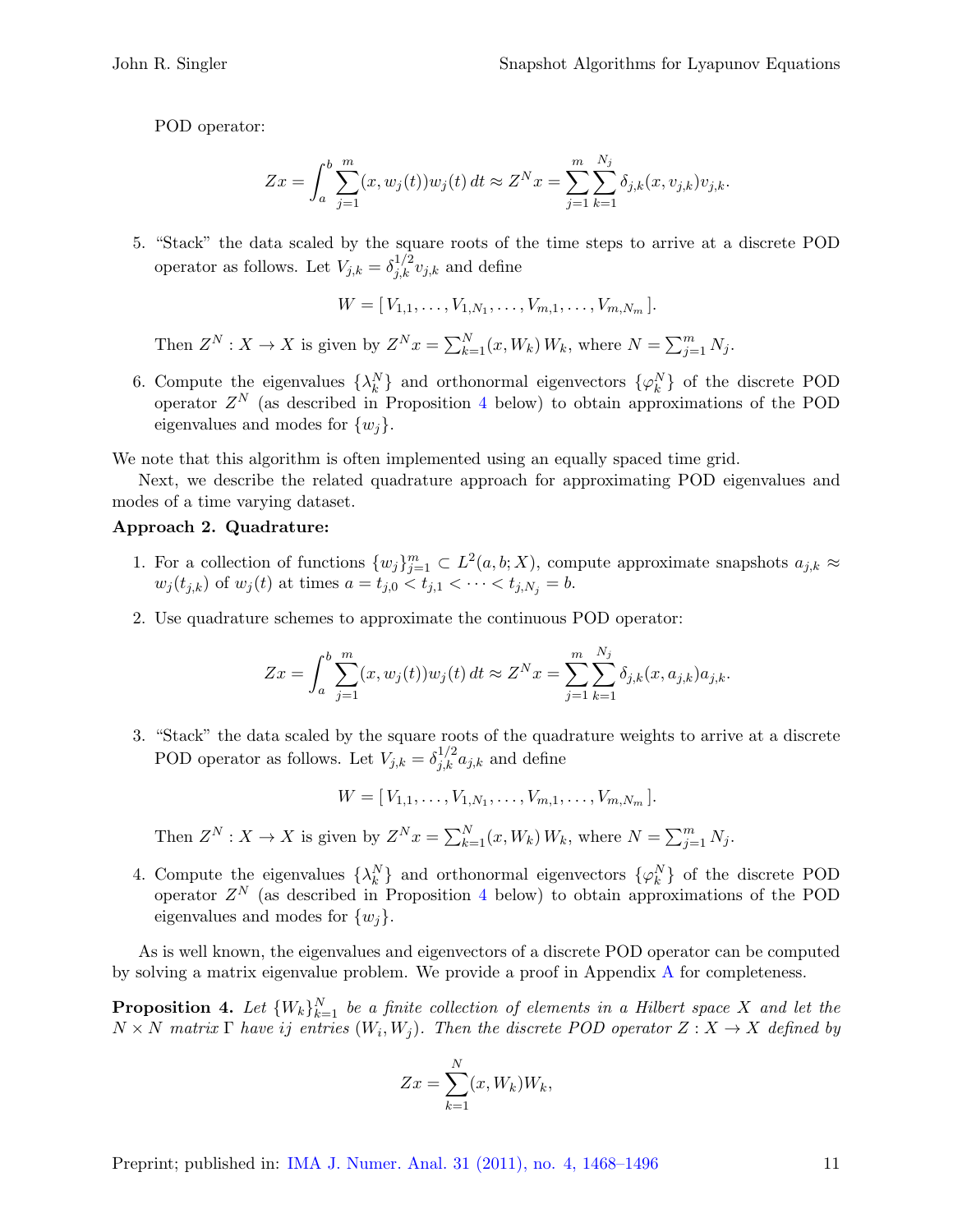POD operator:

$$Zx = \int_a^b \sum_{j=1}^m (x, w_j(t)) w_j(t)\, dt \approx Z^N x = \sum_{j=1}^m \sum_{k=1}^{N_j} \delta_{j,k} (x, v_{j,k}) v_{j,k}.$$

5. "Stack" the data scaled by the square roots of the time steps to arrive at a discrete POD operator as follows. Let $V_{j,k} = \delta_{j,k}^{1/2} v_{j,k}$ and define

$$W = [\, V_{1,1}, \ldots, V_{1,N_1}, \ldots, V_{m,1}, \ldots, V_{m,N_m} \,].$$

Then $Z^N : X \to X$ is given by $Z^N x = \sum_{k=1}^N (x, W_k)\, W_k$, where $N = \sum_{j=1}^m N_j$.

6. Compute the eigenvalues $\{\lambda_k^N\}$ and orthonormal eigenvectors $\{\varphi_k^N\}$ of the discrete POD operator $Z^N$ (as described in Proposition 4 below) to obtain approximations of the POD eigenvalues and modes for $\{w_j\}$.

We note that this algorithm is often implemented using an equally spaced time grid.

Next, we describe the related quadrature approach for approximating POD eigenvalues and modes of a time varying dataset.

**Approach 2. Quadrature:**

1. For a collection of functions $\{w_j\}_{j=1}^m \subset L^2(a, b; X)$, compute approximate snapshots $a_{j,k} \approx w_j(t_{j,k})$ of $w_j(t)$ at times $a = t_{j,0} < t_{j,1} < \cdots < t_{j,N_j} = b$.

2. Use quadrature schemes to approximate the continuous POD operator:

$$Zx = \int_a^b \sum_{j=1}^m (x, w_j(t)) w_j(t)\, dt \approx Z^N x = \sum_{j=1}^m \sum_{k=1}^{N_j} \delta_{j,k} (x, a_{j,k}) a_{j,k}.$$

3. "Stack" the data scaled by the square roots of the quadrature weights to arrive at a discrete POD operator as follows. Let $V_{j,k} = \delta_{j,k}^{1/2} a_{j,k}$ and define

$$W = [\, V_{1,1}, \ldots, V_{1,N_1}, \ldots, V_{m,1}, \ldots, V_{m,N_m} \,].$$

Then $Z^N : X \to X$ is given by $Z^N x = \sum_{k=1}^N (x, W_k)\, W_k$, where $N = \sum_{j=1}^m N_j$.

4. Compute the eigenvalues $\{\lambda_k^N\}$ and orthonormal eigenvectors $\{\varphi_k^N\}$ of the discrete POD operator $Z^N$ (as described in Proposition 4 below) to obtain approximations of the POD eigenvalues and modes for $\{w_j\}$.

As is well known, the eigenvalues and eigenvectors of a discrete POD operator can be computed by solving a matrix eigenvalue problem. We provide a proof in Appendix A for completeness.

**Proposition 4.** *Let $\{W_k\}_{k=1}^N$ be a finite collection of elements in a Hilbert space $X$ and let the $N \times N$ matrix $\Gamma$ have $ij$ entries $(W_i, W_j)$. Then the discrete POD operator $Z : X \to X$ defined by*

$$Zx = \sum_{k=1}^N (x, W_k) W_k,$$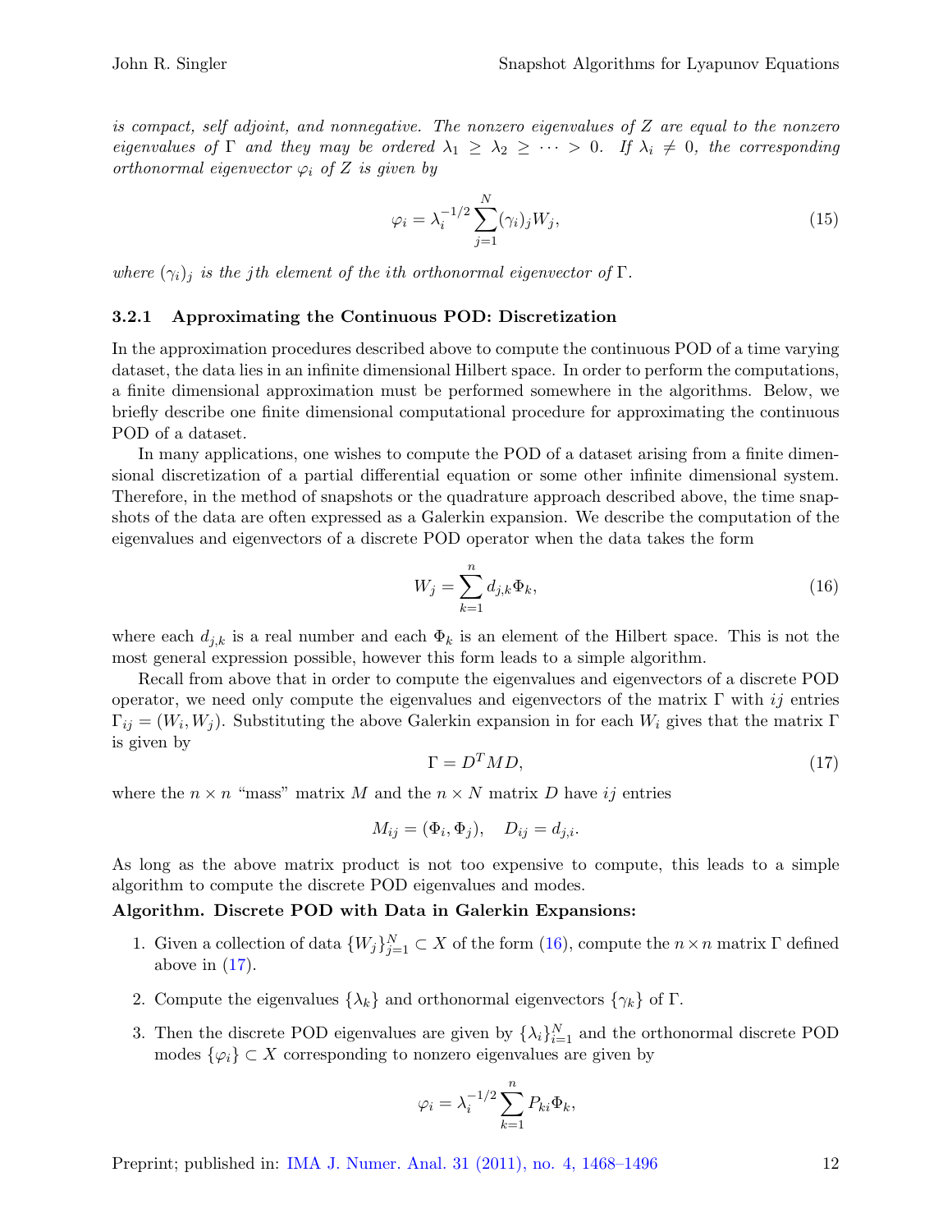*is compact, self adjoint, and nonnegative. The nonzero eigenvalues of $Z$ are equal to the nonzero eigenvalues of $\Gamma$ and they may be ordered $\lambda_1 \geq \lambda_2 \geq \cdots > 0$. If $\lambda_i \neq 0$, the corresponding orthonormal eigenvector $\varphi_i$ of $Z$ is given by*

$$\varphi_i = \lambda_i^{-1/2} \sum_{j=1}^{N} (\gamma_i)_j W_j, \tag{15}$$

*where $(\gamma_i)_j$ is the $j$th element of the $i$th orthonormal eigenvector of $\Gamma$.*

#### 3.2.1 Approximating the Continuous POD: Discretization

In the approximation procedures described above to compute the continuous POD of a time varying dataset, the data lies in an infinite dimensional Hilbert space. In order to perform the computations, a finite dimensional approximation must be performed somewhere in the algorithms. Below, we briefly describe one finite dimensional computational procedure for approximating the continuous POD of a dataset.

In many applications, one wishes to compute the POD of a dataset arising from a finite dimensional discretization of a partial differential equation or some other infinite dimensional system. Therefore, in the method of snapshots or the quadrature approach described above, the time snapshots of the data are often expressed as a Galerkin expansion. We describe the computation of the eigenvalues and eigenvectors of a discrete POD operator when the data takes the form

$$W_j = \sum_{k=1}^{n} d_{j,k} \Phi_k, \tag{16}$$

where each $d_{j,k}$ is a real number and each $\Phi_k$ is an element of the Hilbert space. This is not the most general expression possible, however this form leads to a simple algorithm.

Recall from above that in order to compute the eigenvalues and eigenvectors of a discrete POD operator, we need only compute the eigenvalues and eigenvectors of the matrix $\Gamma$ with $ij$ entries $\Gamma_{ij} = (W_i, W_j)$. Substituting the above Galerkin expansion in for each $W_i$ gives that the matrix $\Gamma$ is given by

$$\Gamma = D^T M D, \tag{17}$$

where the $n \times n$ "mass" matrix $M$ and the $n \times N$ matrix $D$ have $ij$ entries

$$M_{ij} = (\Phi_i, \Phi_j), \quad D_{ij} = d_{j,i}.$$

As long as the above matrix product is not too expensive to compute, this leads to a simple algorithm to compute the discrete POD eigenvalues and modes.

**Algorithm. Discrete POD with Data in Galerkin Expansions:**

1. Given a collection of data $\{W_j\}_{j=1}^N \subset X$ of the form (16), compute the $n \times n$ matrix $\Gamma$ defined above in (17).

2. Compute the eigenvalues $\{\lambda_k\}$ and orthonormal eigenvectors $\{\gamma_k\}$ of $\Gamma$.

3. Then the discrete POD eigenvalues are given by $\{\lambda_i\}_{i=1}^N$ and the orthonormal discrete POD modes $\{\varphi_i\} \subset X$ corresponding to nonzero eigenvalues are given by

$$\varphi_i = \lambda_i^{-1/2} \sum_{k=1}^{n} P_{ki} \Phi_k,$$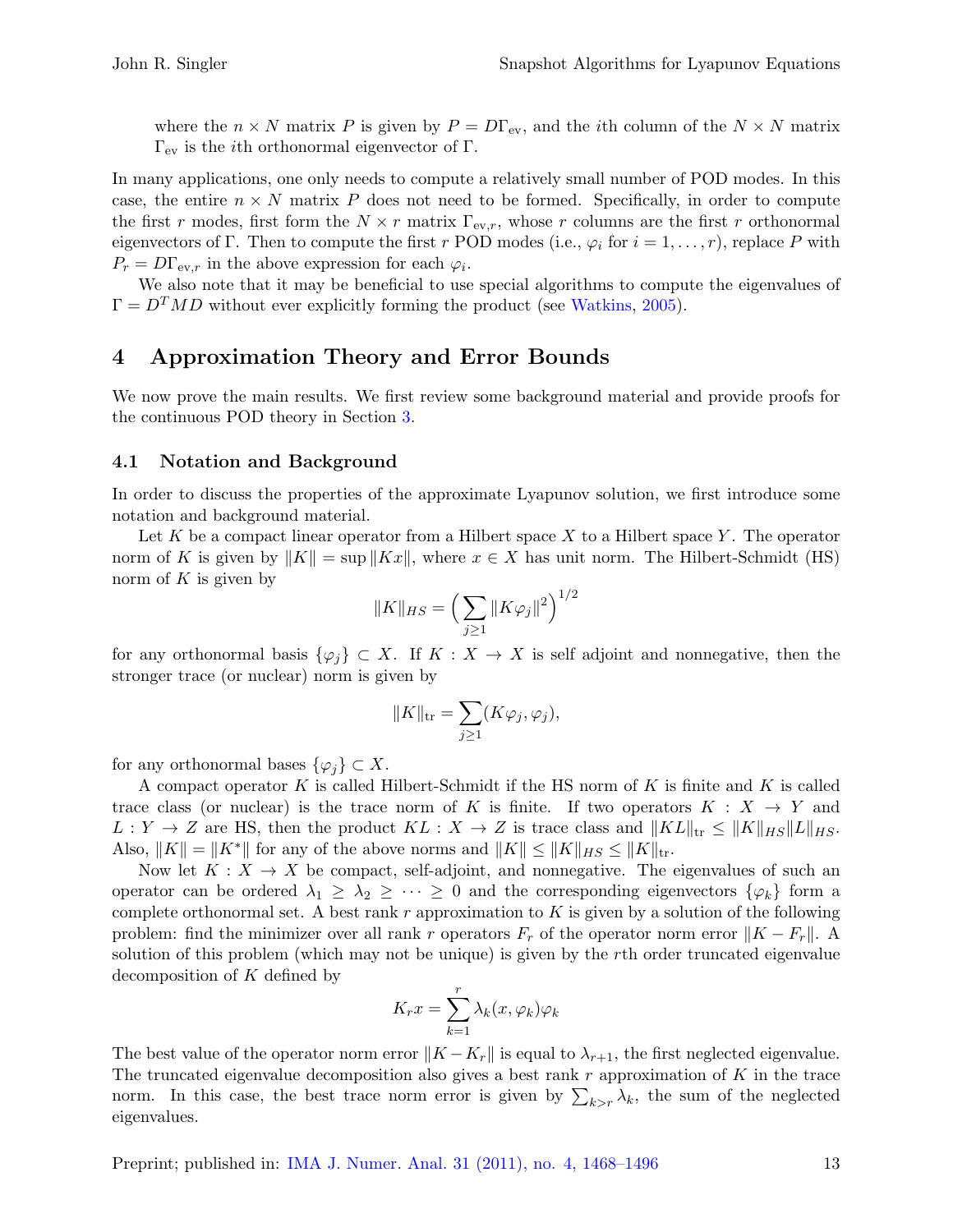where the $n \times N$ matrix $P$ is given by $P = D\Gamma_{\text{ev}}$, and the $i$th column of the $N \times N$ matrix $\Gamma_{\text{ev}}$ is the $i$th orthonormal eigenvector of $\Gamma$.

In many applications, one only needs to compute a relatively small number of POD modes. In this case, the entire $n \times N$ matrix $P$ does not need to be formed. Specifically, in order to compute the first $r$ modes, first form the $N \times r$ matrix $\Gamma_{\text{ev},r}$, whose $r$ columns are the first $r$ orthonormal eigenvectors of $\Gamma$. Then to compute the first $r$ POD modes (i.e., $\varphi_i$ for $i = 1, \ldots, r$), replace $P$ with $P_r = D\Gamma_{\text{ev},r}$ in the above expression for each $\varphi_i$.

We also note that it may be beneficial to use special algorithms to compute the eigenvalues of $\Gamma = D^T M D$ without ever explicitly forming the product (see Watkins, 2005).

## 4 Approximation Theory and Error Bounds

We now prove the main results. We first review some background material and provide proofs for the continuous POD theory in Section 3.

### 4.1 Notation and Background

In order to discuss the properties of the approximate Lyapunov solution, we first introduce some notation and background material.

Let $K$ be a compact linear operator from a Hilbert space $X$ to a Hilbert space $Y$. The operator norm of $K$ is given by $\|K\| = \sup \|Kx\|$, where $x \in X$ has unit norm. The Hilbert-Schmidt (HS) norm of $K$ is given by

$$\|K\|_{HS} = \Big( \sum_{j \geq 1} \|K\varphi_j\|^2 \Big)^{1/2}$$

for any orthonormal basis $\{\varphi_j\} \subset X$. If $K : X \to X$ is self adjoint and nonnegative, then the stronger trace (or nuclear) norm is given by

$$\|K\|_{\text{tr}} = \sum_{j \geq 1} (K\varphi_j, \varphi_j),$$

for any orthonormal bases $\{\varphi_j\} \subset X$.

A compact operator $K$ is called Hilbert-Schmidt if the HS norm of $K$ is finite and $K$ is called trace class (or nuclear) is the trace norm of $K$ is finite. If two operators $K : X \to Y$ and $L : Y \to Z$ are HS, then the product $KL : X \to Z$ is trace class and $\|KL\|_{\text{tr}} \leq \|K\|_{HS} \|L\|_{HS}$. Also, $\|K\| = \|K^*\|$ for any of the above norms and $\|K\| \leq \|K\|_{HS} \leq \|K\|_{\text{tr}}$.

Now let $K : X \to X$ be compact, self-adjoint, and nonnegative. The eigenvalues of such an operator can be ordered $\lambda_1 \geq \lambda_2 \geq \cdots \geq 0$ and the corresponding eigenvectors $\{\varphi_k\}$ form a complete orthonormal set. A best rank $r$ approximation to $K$ is given by a solution of the following problem: find the minimizer over all rank $r$ operators $F_r$ of the operator norm error $\|K - F_r\|$. A solution of this problem (which may not be unique) is given by the $r$th order truncated eigenvalue decomposition of $K$ defined by

$$K_r x = \sum_{k=1}^{r} \lambda_k (x, \varphi_k) \varphi_k$$

The best value of the operator norm error $\|K - K_r\|$ is equal to $\lambda_{r+1}$, the first neglected eigenvalue. The truncated eigenvalue decomposition also gives a best rank $r$ approximation of $K$ in the trace norm. In this case, the best trace norm error is given by $\sum_{k>r} \lambda_k$, the sum of the neglected eigenvalues.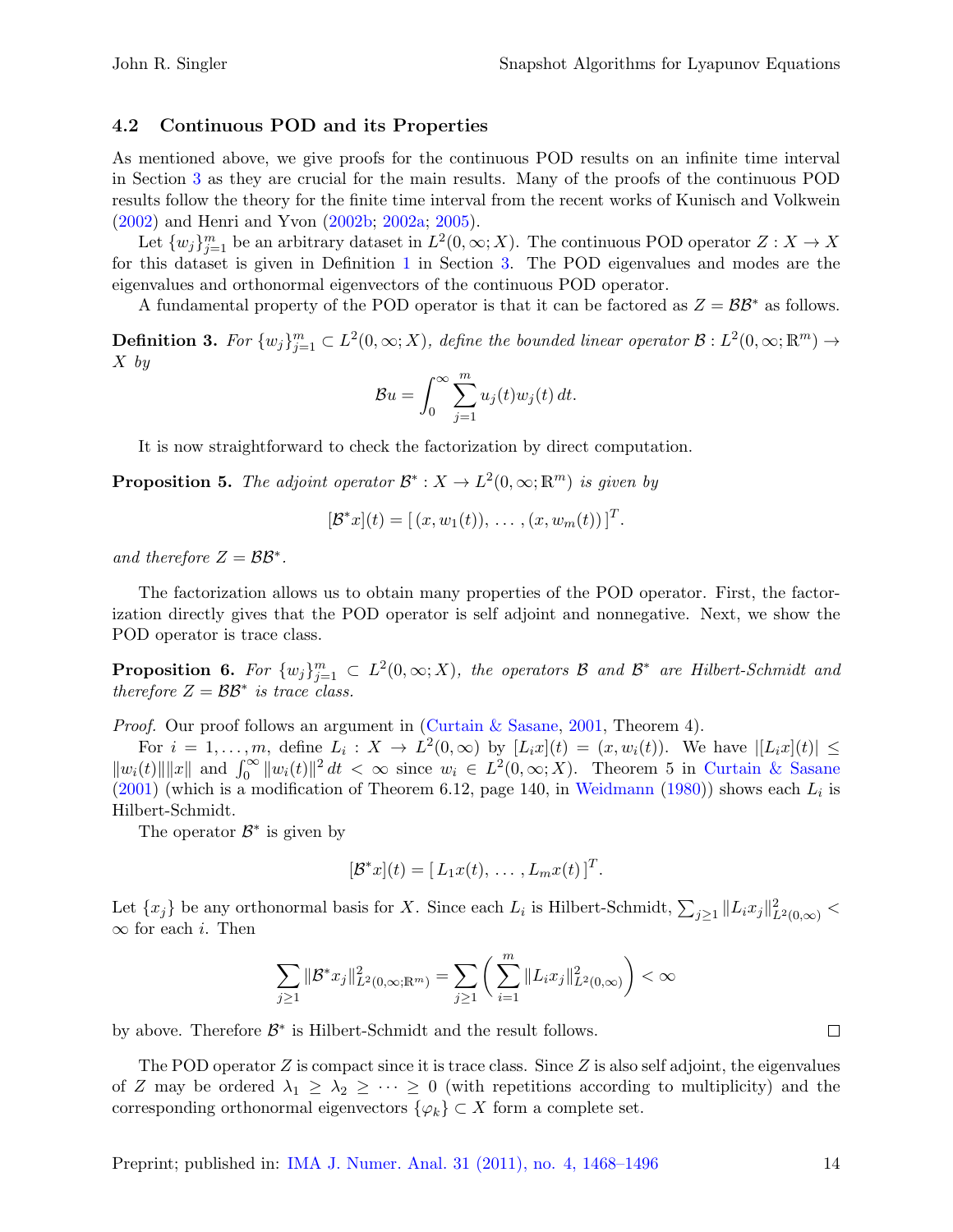### 4.2 Continuous POD and its Properties

As mentioned above, we give proofs for the continuous POD results on an infinite time interval in Section 3 as they are crucial for the main results. Many of the proofs of the continuous POD results follow the theory for the finite time interval from the recent works of Kunisch and Volkwein (2002) and Henri and Yvon (2002b; 2002a; 2005).

Let $\{w_j\}_{j=1}^m$ be an arbitrary dataset in $L^2(0, \infty; X)$. The continuous POD operator $Z : X \to X$ for this dataset is given in Definition 1 in Section 3. The POD eigenvalues and modes are the eigenvalues and orthonormal eigenvectors of the continuous POD operator.

A fundamental property of the POD operator is that it can be factored as $Z = \mathcal{B}\mathcal{B}^*$ as follows.

**Definition 3.** *For $\{w_j\}_{j=1}^m \subset L^2(0, \infty; X)$, define the bounded linear operator $\mathcal{B} : L^2(0, \infty; \mathbb{R}^m) \to X$ by*

$$\mathcal{B}u = \int_0^\infty \sum_{j=1}^m u_j(t) w_j(t)\, dt.$$

It is now straightforward to check the factorization by direct computation.

**Proposition 5.** *The adjoint operator $\mathcal{B}^* : X \to L^2(0, \infty; \mathbb{R}^m)$ is given by*

$$[\mathcal{B}^* x](t) = [\, (x, w_1(t)),\, \ldots ,\, (x, w_m(t))\, ]^T.$$

*and therefore $Z = \mathcal{B}\mathcal{B}^*$.*

The factorization allows us to obtain many properties of the POD operator. First, the factorization directly gives that the POD operator is self adjoint and nonnegative. Next, we show the POD operator is trace class.

**Proposition 6.** *For $\{w_j\}_{j=1}^m \subset L^2(0, \infty; X)$, the operators $\mathcal{B}$ and $\mathcal{B}^*$ are Hilbert-Schmidt and therefore $Z = \mathcal{B}\mathcal{B}^*$ is trace class.*

*Proof.* Our proof follows an argument in (Curtain & Sasane, 2001, Theorem 4).

For $i = 1, \ldots , m$, define $L_i : X \to L^2(0, \infty)$ by $[L_i x](t) = (x, w_i(t))$. We have $|[L_i x](t)| \leq \|w_i(t)\| \|x\|$ and $\int_0^\infty \|w_i(t)\|^2 \, dt < \infty$ since $w_i \in L^2(0, \infty; X)$. Theorem 5 in Curtain & Sasane (2001) (which is a modification of Theorem 6.12, page 140, in Weidmann (1980)) shows each $L_i$ is Hilbert-Schmidt.

The operator $\mathcal{B}^*$ is given by

$$[\mathcal{B}^* x](t) = [\, L_1 x(t),\, \ldots ,\, L_m x(t)\, ]^T.$$

Let $\{x_j\}$ be any orthonormal basis for $X$. Since each $L_i$ is Hilbert-Schmidt, $\sum_{j \geq 1} \|L_i x_j\|^2_{L^2(0,\infty)} < \infty$ for each $i$. Then

$$\sum_{j \geq 1} \|\mathcal{B}^* x_j\|^2_{L^2(0,\infty;\mathbb{R}^m)} = \sum_{j \geq 1} \left( \sum_{i=1}^m \|L_i x_j\|^2_{L^2(0,\infty)} \right) < \infty$$

by above. Therefore $\mathcal{B}^*$ is Hilbert-Schmidt and the result follows. ∎

The POD operator $Z$ is compact since it is trace class. Since $Z$ is also self adjoint, the eigenvalues of $Z$ may be ordered $\lambda_1 \geq \lambda_2 \geq \cdots \geq 0$ (with repetitions according to multiplicity) and the corresponding orthonormal eigenvectors $\{\varphi_k\} \subset X$ form a complete set.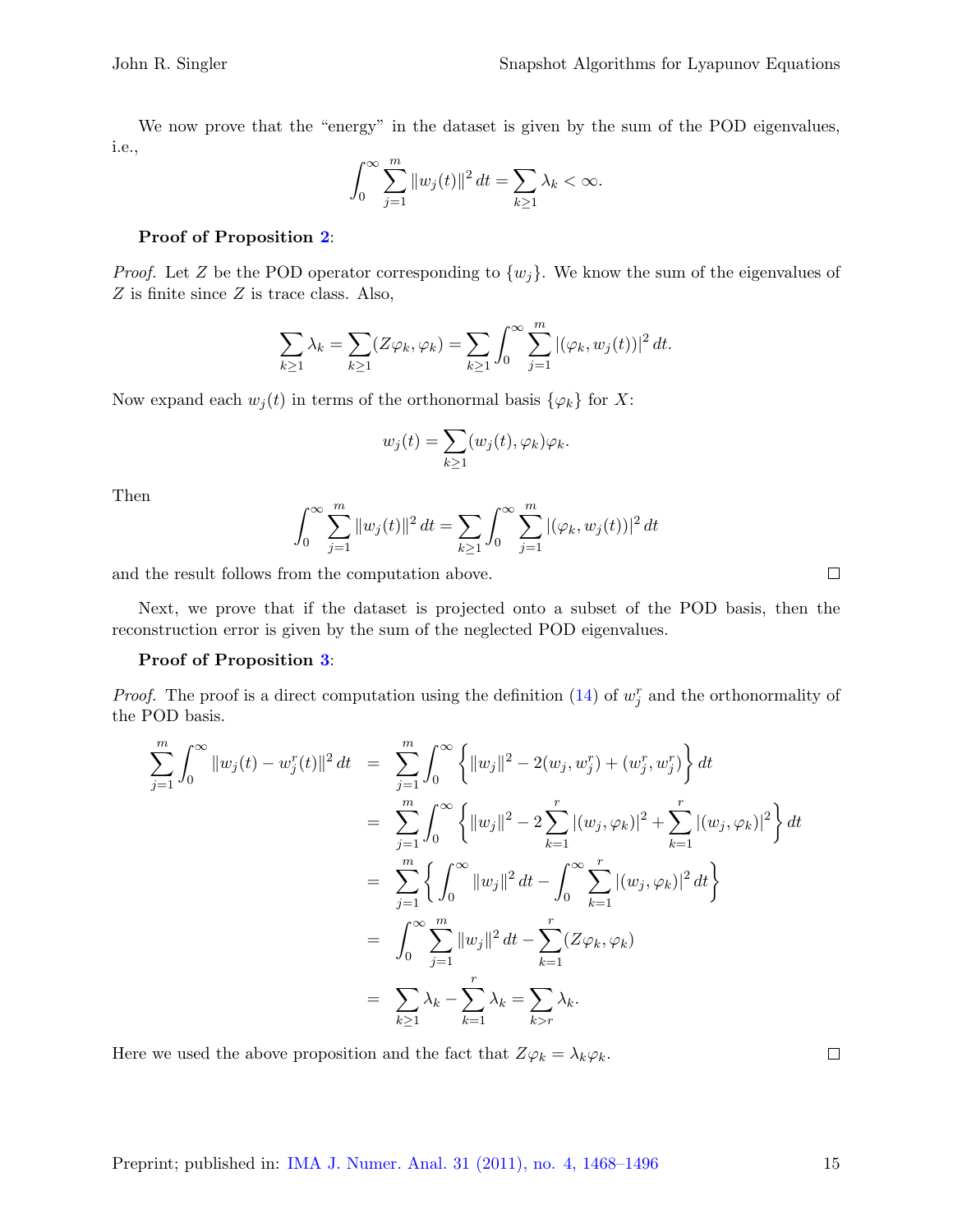We now prove that the "energy" in the dataset is given by the sum of the POD eigenvalues, i.e.,

$$\int_0^\infty \sum_{j=1}^m \|w_j(t)\|^2 \, dt = \sum_{k\geq 1} \lambda_k < \infty.$$

**Proof of Proposition 2**:

*Proof.* Let $Z$ be the POD operator corresponding to $\{w_j\}$. We know the sum of the eigenvalues of $Z$ is finite since $Z$ is trace class. Also,

$$\sum_{k\geq 1} \lambda_k = \sum_{k\geq 1} (Z\varphi_k, \varphi_k) = \sum_{k\geq 1} \int_0^\infty \sum_{j=1}^m |(\varphi_k, w_j(t))|^2 \, dt.$$

Now expand each $w_j(t)$ in terms of the orthonormal basis $\{\varphi_k\}$ for $X$:

$$w_j(t) = \sum_{k\geq 1} (w_j(t), \varphi_k) \varphi_k.$$

Then

$$\int_0^\infty \sum_{j=1}^m \|w_j(t)\|^2 \, dt = \sum_{k\geq 1} \int_0^\infty \sum_{j=1}^m |(\varphi_k, w_j(t))|^2 \, dt$$

and the result follows from the computation above. $\square$

Next, we prove that if the dataset is projected onto a subset of the POD basis, then the reconstruction error is given by the sum of the neglected POD eigenvalues.

**Proof of Proposition 3**:

*Proof.* The proof is a direct computation using the definition (14) of $w_j^r$ and the orthonormality of the POD basis.

$$\begin{aligned}
\sum_{j=1}^m \int_0^\infty \|w_j(t) - w_j^r(t)\|^2 \, dt &= \sum_{j=1}^m \int_0^\infty \left\{ \|w_j\|^2 - 2(w_j, w_j^r) + (w_j^r, w_j^r) \right\} dt \\
&= \sum_{j=1}^m \int_0^\infty \left\{ \|w_j\|^2 - 2\sum_{k=1}^r |(w_j, \varphi_k)|^2 + \sum_{k=1}^r |(w_j, \varphi_k)|^2 \right\} dt \\
&= \sum_{j=1}^m \left\{ \int_0^\infty \|w_j\|^2 \, dt - \int_0^\infty \sum_{k=1}^r |(w_j, \varphi_k)|^2 \, dt \right\} \\
&= \int_0^\infty \sum_{j=1}^m \|w_j\|^2 \, dt - \sum_{k=1}^r (Z\varphi_k, \varphi_k) \\
&= \sum_{k\geq 1} \lambda_k - \sum_{k=1}^r \lambda_k = \sum_{k>r} \lambda_k.
\end{aligned}$$

Here we used the above proposition and the fact that $Z\varphi_k = \lambda_k \varphi_k$. $\square$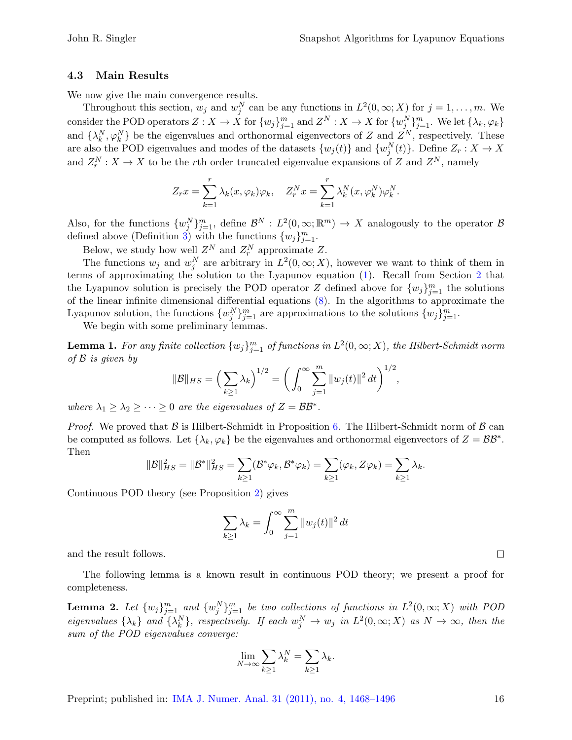### 4.3 Main Results

We now give the main convergence results.

Throughout this section, $w_j$ and $w_j^N$ can be any functions in $L^2(0,\infty;X)$ for $j=1,\ldots,m$. We consider the POD operators $Z : X \to X$ for $\{w_j\}_{j=1}^m$ and $Z^N : X \to X$ for $\{w_j^N\}_{j=1}^m$. We let $\{\lambda_k, \varphi_k\}$ and $\{\lambda_k^N, \varphi_k^N\}$ be the eigenvalues and orthonormal eigenvectors of $Z$ and $Z^N$, respectively. These are also the POD eigenvalues and modes of the datasets $\{w_j(t)\}$ and $\{w_j^N(t)\}$. Define $Z_r : X \to X$ and $Z_r^N : X \to X$ to be the $r$th order truncated eigenvalue expansions of $Z$ and $Z^N$, namely

$$
Z_r x = \sum_{k=1}^{r} \lambda_k (x, \varphi_k)\varphi_k, \quad Z_r^N x = \sum_{k=1}^{r} \lambda_k^N (x, \varphi_k^N)\varphi_k^N.
$$

Also, for the functions $\{w_j^N\}_{j=1}^m$, define $\mathcal{B}^N : L^2(0,\infty;\mathbb{R}^m) \to X$ analogously to the operator $\mathcal{B}$ defined above (Definition 3) with the functions $\{w_j\}_{j=1}^m$.

Below, we study how well $Z^N$ and $Z_r^N$ approximate $Z$.

The functions $w_j$ and $w_j^N$ are arbitrary in $L^2(0,\infty;X)$, however we want to think of them in terms of approximating the solution to the Lyapunov equation (1). Recall from Section 2 that the Lyapunov solution is precisely the POD operator $Z$ defined above for $\{w_j\}_{j=1}^m$ the solutions of the linear infinite dimensional differential equations (8). In the algorithms to approximate the Lyapunov solution, the functions $\{w_j^N\}_{j=1}^m$ are approximations to the solutions $\{w_j\}_{j=1}^m$.

We begin with some preliminary lemmas.

**Lemma 1.** *For any finite collection $\{w_j\}_{j=1}^m$ of functions in $L^2(0,\infty;X)$, the Hilbert-Schmidt norm of $\mathcal{B}$ is given by*

$$
\|\mathcal{B}\|_{HS} = \Big( \sum_{k \geq 1} \lambda_k \Big)^{1/2} = \Big( \int_0^\infty \sum_{j=1}^m \|w_j(t)\|^2 \, dt \Big)^{1/2},
$$

*where $\lambda_1 \geq \lambda_2 \geq \cdots \geq 0$ are the eigenvalues of $Z = \mathcal{B}\mathcal{B}^*$.*

*Proof.* We proved that $\mathcal{B}$ is Hilbert-Schmidt in Proposition 6. The Hilbert-Schmidt norm of $\mathcal{B}$ can be computed as follows. Let $\{\lambda_k, \varphi_k\}$ be the eigenvalues and orthonormal eigenvectors of $Z = \mathcal{B}\mathcal{B}^*$. Then

$$
\|\mathcal{B}\|_{HS}^2 = \|\mathcal{B}^*\|_{HS}^2 = \sum_{k \geq 1} (\mathcal{B}^*\varphi_k, \mathcal{B}^*\varphi_k) = \sum_{k \geq 1} (\varphi_k, Z\varphi_k) = \sum_{k \geq 1} \lambda_k.
$$

Continuous POD theory (see Proposition 2) gives

$$
\sum_{k \geq 1} \lambda_k = \int_0^\infty \sum_{j=1}^m \|w_j(t)\|^2 \, dt
$$

and the result follows. □

The following lemma is a known result in continuous POD theory; we present a proof for completeness.

**Lemma 2.** *Let $\{w_j\}_{j=1}^m$ and $\{w_j^N\}_{j=1}^m$ be two collections of functions in $L^2(0,\infty;X)$ with POD eigenvalues $\{\lambda_k\}$ and $\{\lambda_k^N\}$, respectively. If each $w_j^N \to w_j$ in $L^2(0,\infty;X)$ as $N \to \infty$, then the sum of the POD eigenvalues converge:*

$$
\lim_{N\to\infty} \sum_{k \geq 1} \lambda_k^N = \sum_{k \geq 1} \lambda_k.
$$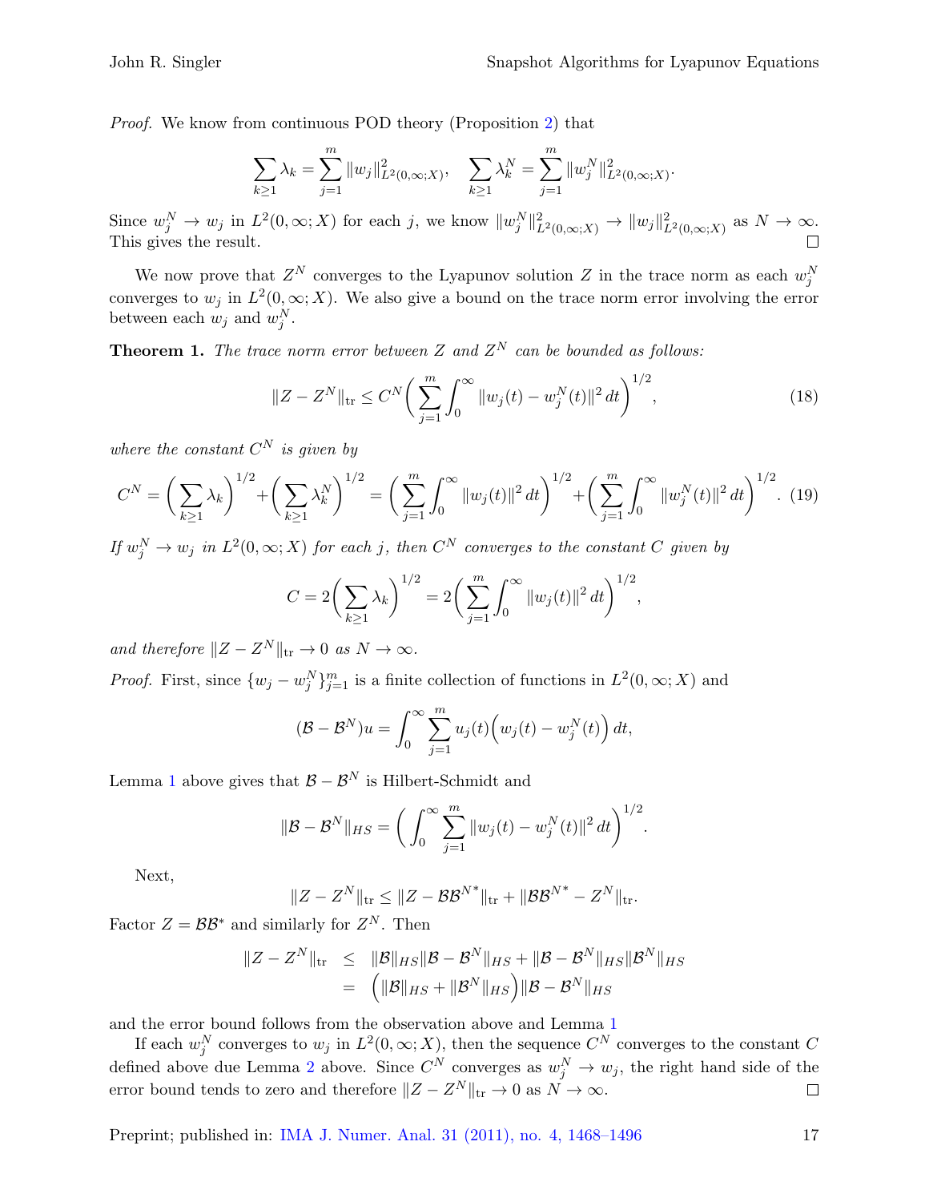*Proof.* We know from continuous POD theory (Proposition 2) that

$$\sum_{k\geq 1} \lambda_k = \sum_{j=1}^{m} \|w_j\|^2_{L^2(0,\infty;X)}, \quad \sum_{k\geq 1} \lambda_k^N = \sum_{j=1}^{m} \|w_j^N\|^2_{L^2(0,\infty;X)}.$$

Since $w_j^N \to w_j$ in $L^2(0,\infty;X)$ for each $j$, we know $\|w_j^N\|^2_{L^2(0,\infty;X)} \to \|w_j\|^2_{L^2(0,\infty;X)}$ as $N \to \infty$. This gives the result. $\square$

We now prove that $Z^N$ converges to the Lyapunov solution $Z$ in the trace norm as each $w_j^N$ converges to $w_j$ in $L^2(0,\infty;X)$. We also give a bound on the trace norm error involving the error between each $w_j$ and $w_j^N$.

**Theorem 1.** *The trace norm error between $Z$ and $Z^N$ can be bounded as follows:*

$$\|Z - Z^N\|_{\mathrm{tr}} \leq C^N \bigg( \sum_{j=1}^{m} \int_0^\infty \|w_j(t) - w_j^N(t)\|^2 \, dt \bigg)^{1/2}, \tag{18}$$

*where the constant $C^N$ is given by*

$$C^N = \bigg( \sum_{k\geq 1} \lambda_k \bigg)^{1/2} + \bigg( \sum_{k\geq 1} \lambda_k^N \bigg)^{1/2} = \bigg( \sum_{j=1}^{m} \int_0^\infty \|w_j(t)\|^2 \, dt \bigg)^{1/2} + \bigg( \sum_{j=1}^{m} \int_0^\infty \|w_j^N(t)\|^2 \, dt \bigg)^{1/2}. \tag{19}$$

*If $w_j^N \to w_j$ in $L^2(0,\infty;X)$ for each $j$, then $C^N$ converges to the constant $C$ given by*

$$C = 2 \bigg( \sum_{k\geq 1} \lambda_k \bigg)^{1/2} = 2 \bigg( \sum_{j=1}^{m} \int_0^\infty \|w_j(t)\|^2 \, dt \bigg)^{1/2},$$

*and therefore $\|Z - Z^N\|_{\mathrm{tr}} \to 0$ as $N \to \infty$.*

*Proof.* First, since $\{w_j - w_j^N\}_{j=1}^m$ is a finite collection of functions in $L^2(0,\infty;X)$ and

$$(\mathcal{B} - \mathcal{B}^N)u = \int_0^\infty \sum_{j=1}^{m} u_j(t) \Big( w_j(t) - w_j^N(t) \Big) \, dt,$$

Lemma 1 above gives that $\mathcal{B} - \mathcal{B}^N$ is Hilbert-Schmidt and

$$\|\mathcal{B} - \mathcal{B}^N\|_{HS} = \bigg( \int_0^\infty \sum_{j=1}^{m} \|w_j(t) - w_j^N(t)\|^2 \, dt \bigg)^{1/2}.$$

Next,

$$\|Z - Z^N\|_{\mathrm{tr}} \leq \|Z - \mathcal{B}\mathcal{B}^{N*}\|_{\mathrm{tr}} + \|\mathcal{B}\mathcal{B}^{N*} - Z^N\|_{\mathrm{tr}}.$$

Factor $Z = \mathcal{B}\mathcal{B}^*$ and similarly for $Z^N$. Then

$$\begin{aligned} \|Z - Z^N\|_{\mathrm{tr}} &\leq \|\mathcal{B}\|_{HS} \|\mathcal{B} - \mathcal{B}^N\|_{HS} + \|\mathcal{B} - \mathcal{B}^N\|_{HS} \|\mathcal{B}^N\|_{HS} \\ &= \Big( \|\mathcal{B}\|_{HS} + \|\mathcal{B}^N\|_{HS} \Big) \|\mathcal{B} - \mathcal{B}^N\|_{HS} \end{aligned}$$

and the error bound follows from the observation above and Lemma 1

If each $w_j^N$ converges to $w_j$ in $L^2(0,\infty;X)$, then the sequence $C^N$ converges to the constant $C$ defined above due Lemma 2 above. Since $C^N$ converges as $w_j^N \to w_j$, the right hand side of the error bound tends to zero and therefore $\|Z - Z^N\|_{\mathrm{tr}} \to 0$ as $N \to \infty$. $\square$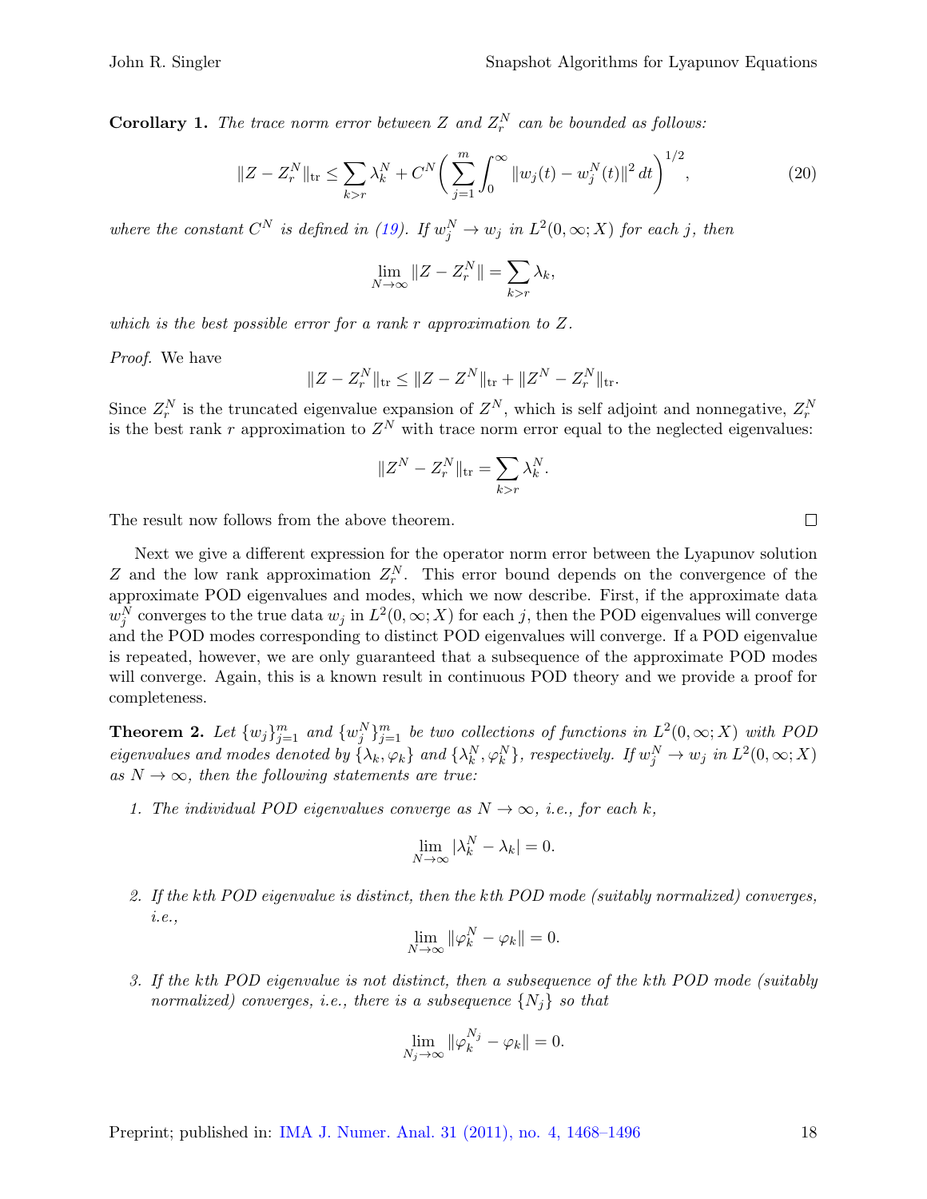**Corollary 1.** *The trace norm error between $Z$ and $Z_r^N$ can be bounded as follows:*

$$\|Z - Z_r^N\|_{\mathrm{tr}} \leq \sum_{k>r} \lambda_k^N + C^N \bigg( \sum_{j=1}^{m} \int_0^\infty \|w_j(t) - w_j^N(t)\|^2 \, dt \bigg)^{1/2}, \tag{20}$$

*where the constant $C^N$ is defined in (19). If $w_j^N \to w_j$ in $L^2(0,\infty;X)$ for each $j$, then*

$$\lim_{N\to\infty} \|Z - Z_r^N\| = \sum_{k>r} \lambda_k,$$

*which is the best possible error for a rank $r$ approximation to $Z$.*

*Proof.* We have

$$\|Z - Z_r^N\|_{\mathrm{tr}} \leq \|Z - Z^N\|_{\mathrm{tr}} + \|Z^N - Z_r^N\|_{\mathrm{tr}}.$$

Since $Z_r^N$ is the truncated eigenvalue expansion of $Z^N$, which is self adjoint and nonnegative, $Z_r^N$ is the best rank $r$ approximation to $Z^N$ with trace norm error equal to the neglected eigenvalues:

$$\|Z^N - Z_r^N\|_{\mathrm{tr}} = \sum_{k>r} \lambda_k^N.$$

The result now follows from the above theorem. ∎

Next we give a different expression for the operator norm error between the Lyapunov solution $Z$ and the low rank approximation $Z_r^N$. This error bound depends on the convergence of the approximate POD eigenvalues and modes, which we now describe. First, if the approximate data $w_j^N$ converges to the true data $w_j$ in $L^2(0,\infty;X)$ for each $j$, then the POD eigenvalues will converge and the POD modes corresponding to distinct POD eigenvalues will converge. If a POD eigenvalue is repeated, however, we are only guaranteed that a subsequence of the approximate POD modes will converge. Again, this is a known result in continuous POD theory and we provide a proof for completeness.

**Theorem 2.** *Let $\{w_j\}_{j=1}^m$ and $\{w_j^N\}_{j=1}^m$ be two collections of functions in $L^2(0,\infty;X)$ with POD eigenvalues and modes denoted by $\{\lambda_k, \varphi_k\}$ and $\{\lambda_k^N, \varphi_k^N\}$, respectively. If $w_j^N \to w_j$ in $L^2(0,\infty;X)$ as $N \to \infty$, then the following statements are true:*

1. *The individual POD eigenvalues converge as $N \to \infty$, i.e., for each $k$,*

$$\lim_{N\to\infty} |\lambda_k^N - \lambda_k| = 0.$$

2. *If the $k$th POD eigenvalue is distinct, then the $k$th POD mode (suitably normalized) converges, i.e.,*

$$\lim_{N\to\infty} \|\varphi_k^N - \varphi_k\| = 0.$$

3. *If the $k$th POD eigenvalue is not distinct, then a subsequence of the $k$th POD mode (suitably normalized) converges, i.e., there is a subsequence $\{N_j\}$ so that*

$$\lim_{N_j\to\infty} \|\varphi_k^{N_j} - \varphi_k\| = 0.$$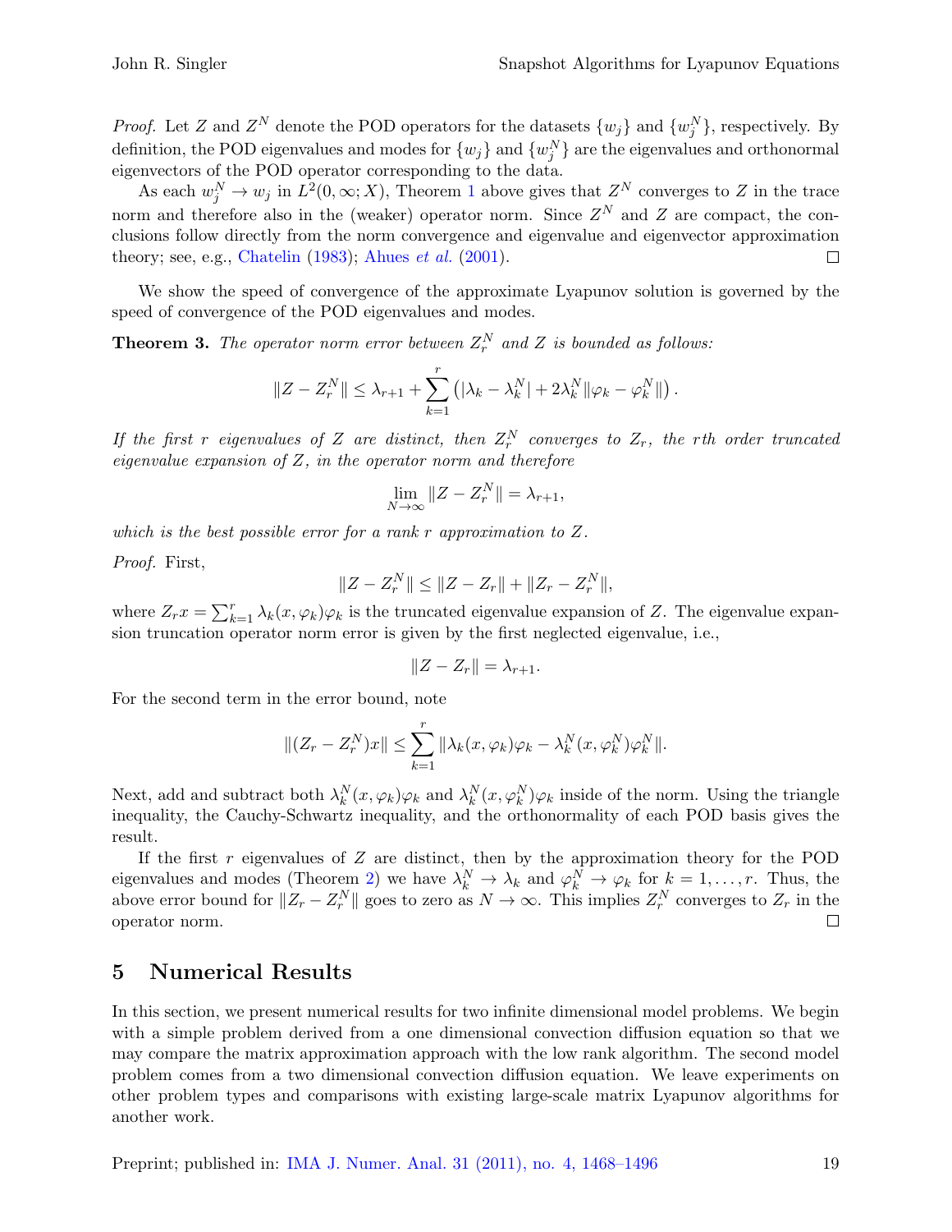*Proof.* Let $Z$ and $Z^N$ denote the POD operators for the datasets $\{w_j\}$ and $\{w_j^N\}$, respectively. By definition, the POD eigenvalues and modes for $\{w_j\}$ and $\{w_j^N\}$ are the eigenvalues and orthonormal eigenvectors of the POD operator corresponding to the data.

As each $w_j^N \to w_j$ in $L^2(0, \infty; X)$, Theorem 1 above gives that $Z^N$ converges to $Z$ in the trace norm and therefore also in the (weaker) operator norm. Since $Z^N$ and $Z$ are compact, the conclusions follow directly from the norm convergence and eigenvalue and eigenvector approximation theory; see, e.g., Chatelin (1983); Ahues *et al.* (2001). □

We show the speed of convergence of the approximate Lyapunov solution is governed by the speed of convergence of the POD eigenvalues and modes.

**Theorem 3.** *The operator norm error between $Z_r^N$ and $Z$ is bounded as follows:*

$$\|Z - Z_r^N\| \le \lambda_{r+1} + \sum_{k=1}^{r} \left( |\lambda_k - \lambda_k^N| + 2\lambda_k^N \|\varphi_k - \varphi_k^N\| \right).$$

*If the first $r$ eigenvalues of $Z$ are distinct, then $Z_r^N$ converges to $Z_r$, the $r$th order truncated eigenvalue expansion of $Z$, in the operator norm and therefore*

$$\lim_{N \to \infty} \|Z - Z_r^N\| = \lambda_{r+1},$$

*which is the best possible error for a rank $r$ approximation to $Z$.*

*Proof.* First,

$$\|Z - Z_r^N\| \le \|Z - Z_r\| + \|Z_r - Z_r^N\|,$$

where $Z_r x = \sum_{k=1}^{r} \lambda_k (x, \varphi_k) \varphi_k$ is the truncated eigenvalue expansion of $Z$. The eigenvalue expansion truncation operator norm error is given by the first neglected eigenvalue, i.e.,

$$\|Z - Z_r\| = \lambda_{r+1}.$$

For the second term in the error bound, note

$$\|(Z_r - Z_r^N)x\| \le \sum_{k=1}^{r} \|\lambda_k (x, \varphi_k) \varphi_k - \lambda_k^N (x, \varphi_k^N) \varphi_k^N\|.$$

Next, add and subtract both $\lambda_k^N (x, \varphi_k) \varphi_k$ and $\lambda_k^N (x, \varphi_k^N) \varphi_k$ inside of the norm. Using the triangle inequality, the Cauchy-Schwartz inequality, and the orthonormality of each POD basis gives the result.

If the first $r$ eigenvalues of $Z$ are distinct, then by the approximation theory for the POD eigenvalues and modes (Theorem 2) we have $\lambda_k^N \to \lambda_k$ and $\varphi_k^N \to \varphi_k$ for $k = 1, \ldots, r$. Thus, the above error bound for $\|Z_r - Z_r^N\|$ goes to zero as $N \to \infty$. This implies $Z_r^N$ converges to $Z_r$ in the operator norm. □

## 5 Numerical Results

In this section, we present numerical results for two infinite dimensional model problems. We begin with a simple problem derived from a one dimensional convection diffusion equation so that we may compare the matrix approximation approach with the low rank algorithm. The second model problem comes from a two dimensional convection diffusion equation. We leave experiments on other problem types and comparisons with existing large-scale matrix Lyapunov algorithms for another work.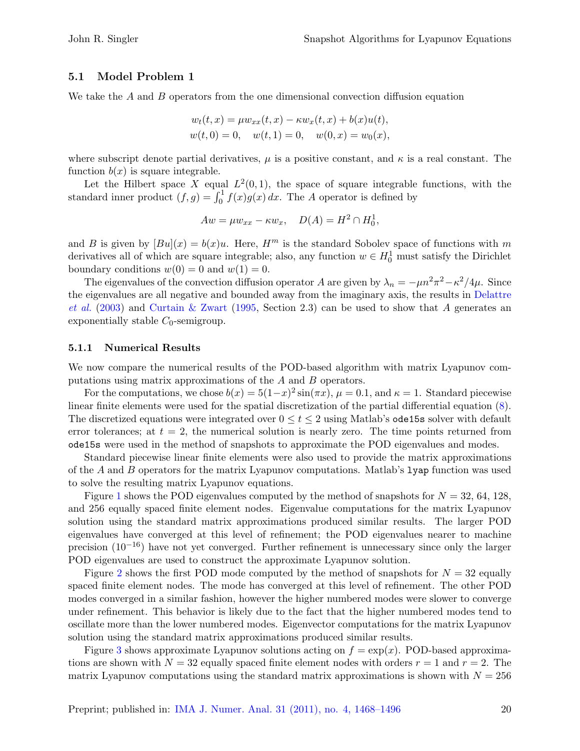### 5.1 Model Problem 1

We take the $A$ and $B$ operators from the one dimensional convection diffusion equation

$$w_t(t,x) = \mu w_{xx}(t,x) - \kappa w_x(t,x) + b(x)u(t),$$
$$w(t,0) = 0, \quad w(t,1) = 0, \quad w(0,x) = w_0(x),$$

where subscript denote partial derivatives, $\mu$ is a positive constant, and $\kappa$ is a real constant. The function $b(x)$ is square integrable.

Let the Hilbert space $X$ equal $L^2(0,1)$, the space of square integrable functions, with the standard inner product $(f,g) = \int_0^1 f(x)g(x)\,dx$. The $A$ operator is defined by

$$Aw = \mu w_{xx} - \kappa w_x, \quad D(A) = H^2 \cap H_0^1,$$

and $B$ is given by $[Bu](x) = b(x)u$. Here, $H^m$ is the standard Sobolev space of functions with $m$ derivatives all of which are square integrable; also, any function $w \in H_0^1$ must satisfy the Dirichlet boundary conditions $w(0) = 0$ and $w(1) = 0$.

The eigenvalues of the convection diffusion operator $A$ are given by $\lambda_n = -\mu n^2\pi^2 - \kappa^2/4\mu$. Since the eigenvalues are all negative and bounded away from the imaginary axis, the results in Delattre *et al.* (2003) and Curtain & Zwart (1995, Section 2.3) can be used to show that $A$ generates an exponentially stable $C_0$-semigroup.

#### 5.1.1 Numerical Results

We now compare the numerical results of the POD-based algorithm with matrix Lyapunov computations using matrix approximations of the $A$ and $B$ operators.

For the computations, we chose $b(x) = 5(1-x)^2\sin(\pi x)$, $\mu = 0.1$, and $\kappa = 1$. Standard piecewise linear finite elements were used for the spatial discretization of the partial differential equation (8). The discretized equations were integrated over $0 \le t \le 2$ using Matlab's `ode15s` solver with default error tolerances; at $t = 2$, the numerical solution is nearly zero. The time points returned from `ode15s` were used in the method of snapshots to approximate the POD eigenvalues and modes.

Standard piecewise linear finite elements were also used to provide the matrix approximations of the $A$ and $B$ operators for the matrix Lyapunov computations. Matlab's `lyap` function was used to solve the resulting matrix Lyapunov equations.

Figure 1 shows the POD eigenvalues computed by the method of snapshots for $N = 32$, 64, 128, and 256 equally spaced finite element nodes. Eigenvalue computations for the matrix Lyapunov solution using the standard matrix approximations produced similar results. The larger POD eigenvalues have converged at this level of refinement; the POD eigenvalues nearer to machine precision ($10^{-16}$) have not yet converged. Further refinement is unnecessary since only the larger POD eigenvalues are used to construct the approximate Lyapunov solution.

Figure 2 shows the first POD mode computed by the method of snapshots for $N = 32$ equally spaced finite element nodes. The mode has converged at this level of refinement. The other POD modes converged in a similar fashion, however the higher numbered modes were slower to converge under refinement. This behavior is likely due to the fact that the higher numbered modes tend to oscillate more than the lower numbered modes. Eigenvector computations for the matrix Lyapunov solution using the standard matrix approximations produced similar results.

Figure 3 shows approximate Lyapunov solutions acting on $f = \exp(x)$. POD-based approximations are shown with $N = 32$ equally spaced finite element nodes with orders $r = 1$ and $r = 2$. The matrix Lyapunov computations using the standard matrix approximations is shown with $N = 256$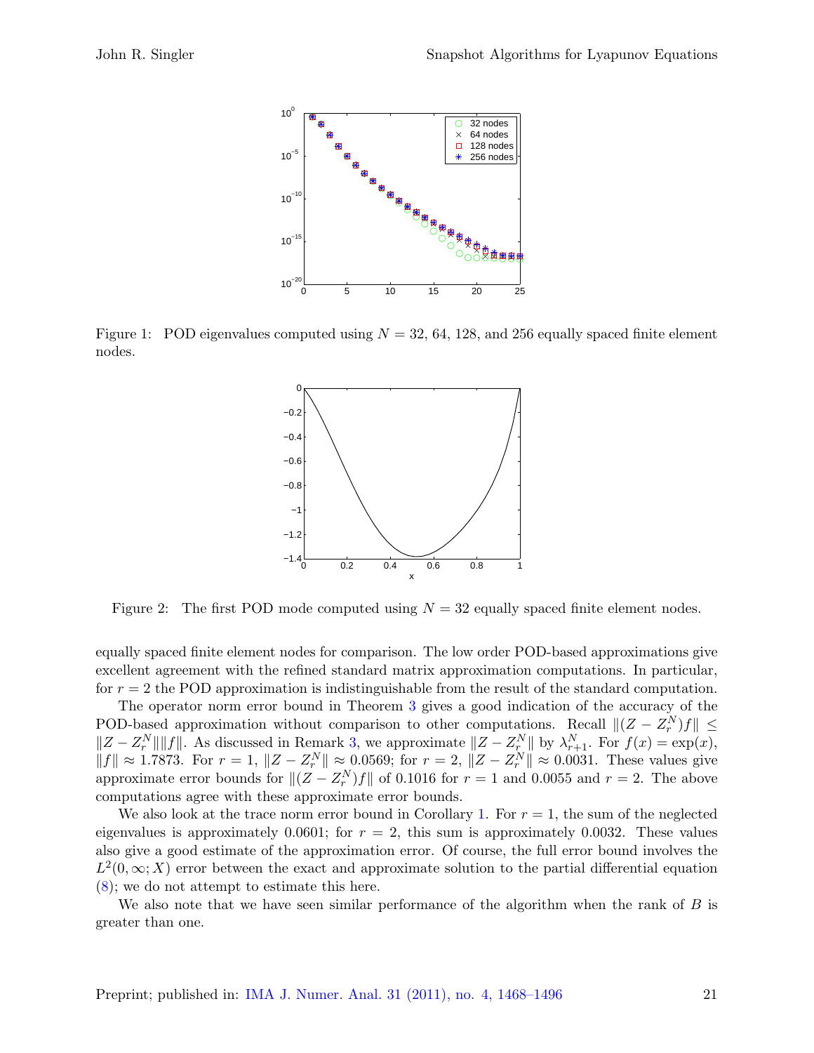Figure 1: POD eigenvalues computed using $N = 32$, 64, 128, and 256 equally spaced finite element nodes.

Figure 2: The first POD mode computed using $N = 32$ equally spaced finite element nodes.

equally spaced finite element nodes for comparison. The low order POD-based approximations give excellent agreement with the refined standard matrix approximation computations. In particular, for $r = 2$ the POD approximation is indistinguishable from the result of the standard computation.

The operator norm error bound in Theorem 3 gives a good indication of the accuracy of the POD-based approximation without comparison to other computations. Recall $\|(Z - Z_r^N)f\| \leq \|Z - Z_r^N\|\|f\|$. As discussed in Remark 3, we approximate $\|Z - Z_r^N\|$ by $\lambda_{r+1}^N$. For $f(x) = \exp(x)$, $\|f\| \approx 1.7873$. For $r = 1$, $\|Z - Z_r^N\| \approx 0.0569$; for $r = 2$, $\|Z - Z_r^N\| \approx 0.0031$. These values give approximate error bounds for $\|(Z - Z_r^N)f\|$ of 0.1016 for $r = 1$ and 0.0055 and $r = 2$. The above computations agree with these approximate error bounds.

We also look at the trace norm error bound in Corollary 1. For $r = 1$, the sum of the neglected eigenvalues is approximately 0.0601; for $r = 2$, this sum is approximately 0.0032. These values also give a good estimate of the approximation error. Of course, the full error bound involves the $L^2(0, \infty; X)$ error between the exact and approximate solution to the partial differential equation (8); we do not attempt to estimate this here.

We also note that we have seen similar performance of the algorithm when the rank of $B$ is greater than one.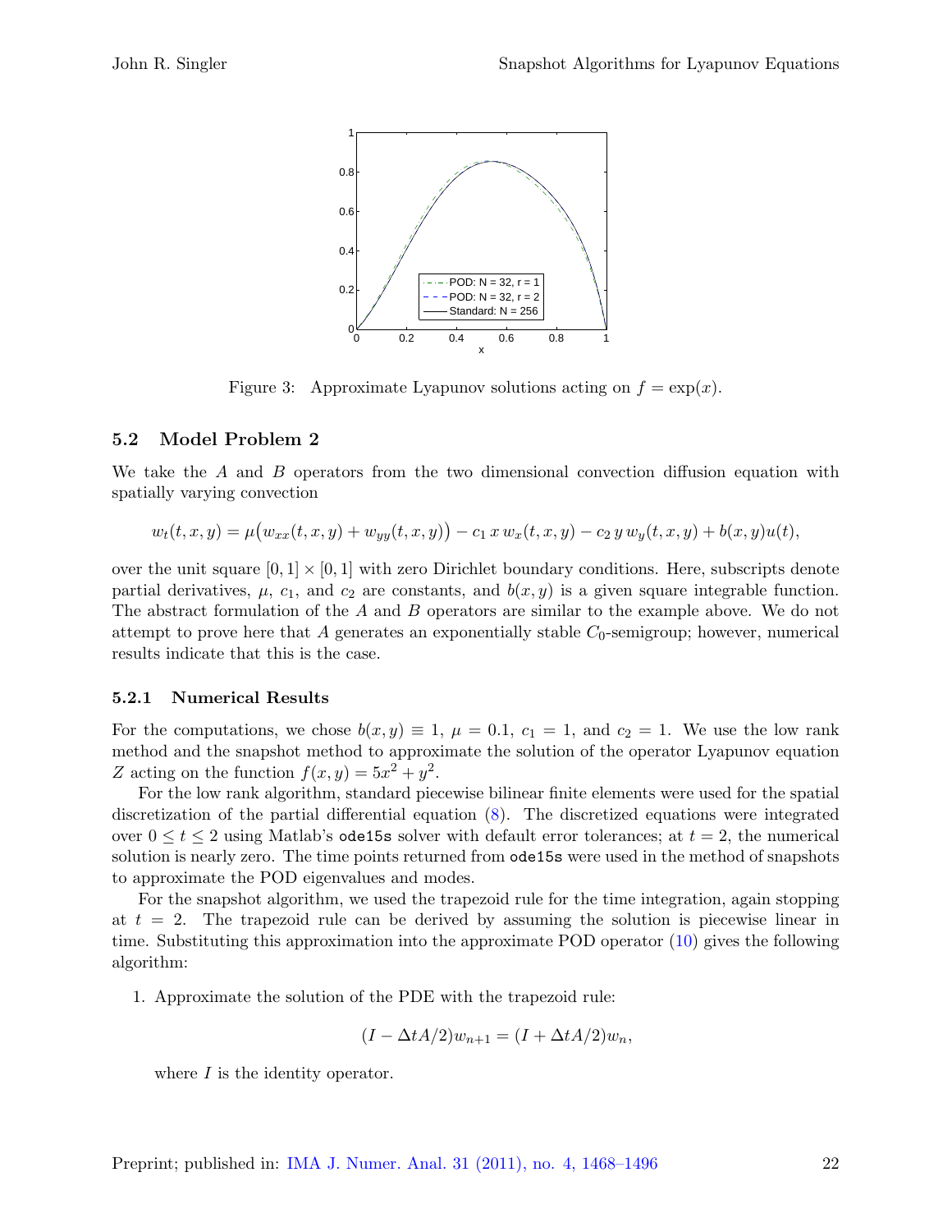Figure 3: Approximate Lyapunov solutions acting on $f = \exp(x)$.

### 5.2 Model Problem 2

We take the $A$ and $B$ operators from the two dimensional convection diffusion equation with spatially varying convection

$$w_t(t,x,y) = \mu\big(w_{xx}(t,x,y) + w_{yy}(t,x,y)\big) - c_1\, x\, w_x(t,x,y) - c_2\, y\, w_y(t,x,y) + b(x,y)u(t),$$

over the unit square $[0,1] \times [0,1]$ with zero Dirichlet boundary conditions. Here, subscripts denote partial derivatives, $\mu$, $c_1$, and $c_2$ are constants, and $b(x,y)$ is a given square integrable function. The abstract formulation of the $A$ and $B$ operators are similar to the example above. We do not attempt to prove here that $A$ generates an exponentially stable $C_0$-semigroup; however, numerical results indicate that this is the case.

#### 5.2.1 Numerical Results

For the computations, we chose $b(x,y) \equiv 1$, $\mu = 0.1$, $c_1 = 1$, and $c_2 = 1$. We use the low rank method and the snapshot method to approximate the solution of the operator Lyapunov equation $Z$ acting on the function $f(x,y) = 5x^2 + y^2$.

For the low rank algorithm, standard piecewise bilinear finite elements were used for the spatial discretization of the partial differential equation (8). The discretized equations were integrated over $0 \leq t \leq 2$ using Matlab's `ode15s` solver with default error tolerances; at $t = 2$, the numerical solution is nearly zero. The time points returned from `ode15s` were used in the method of snapshots to approximate the POD eigenvalues and modes.

For the snapshot algorithm, we used the trapezoid rule for the time integration, again stopping at $t = 2$. The trapezoid rule can be derived by assuming the solution is piecewise linear in time. Substituting this approximation into the approximate POD operator (10) gives the following algorithm:

1. Approximate the solution of the PDE with the trapezoid rule:

$$(I - \Delta t A/2)w_{n+1} = (I + \Delta t A/2)w_n,$$

where $I$ is the identity operator.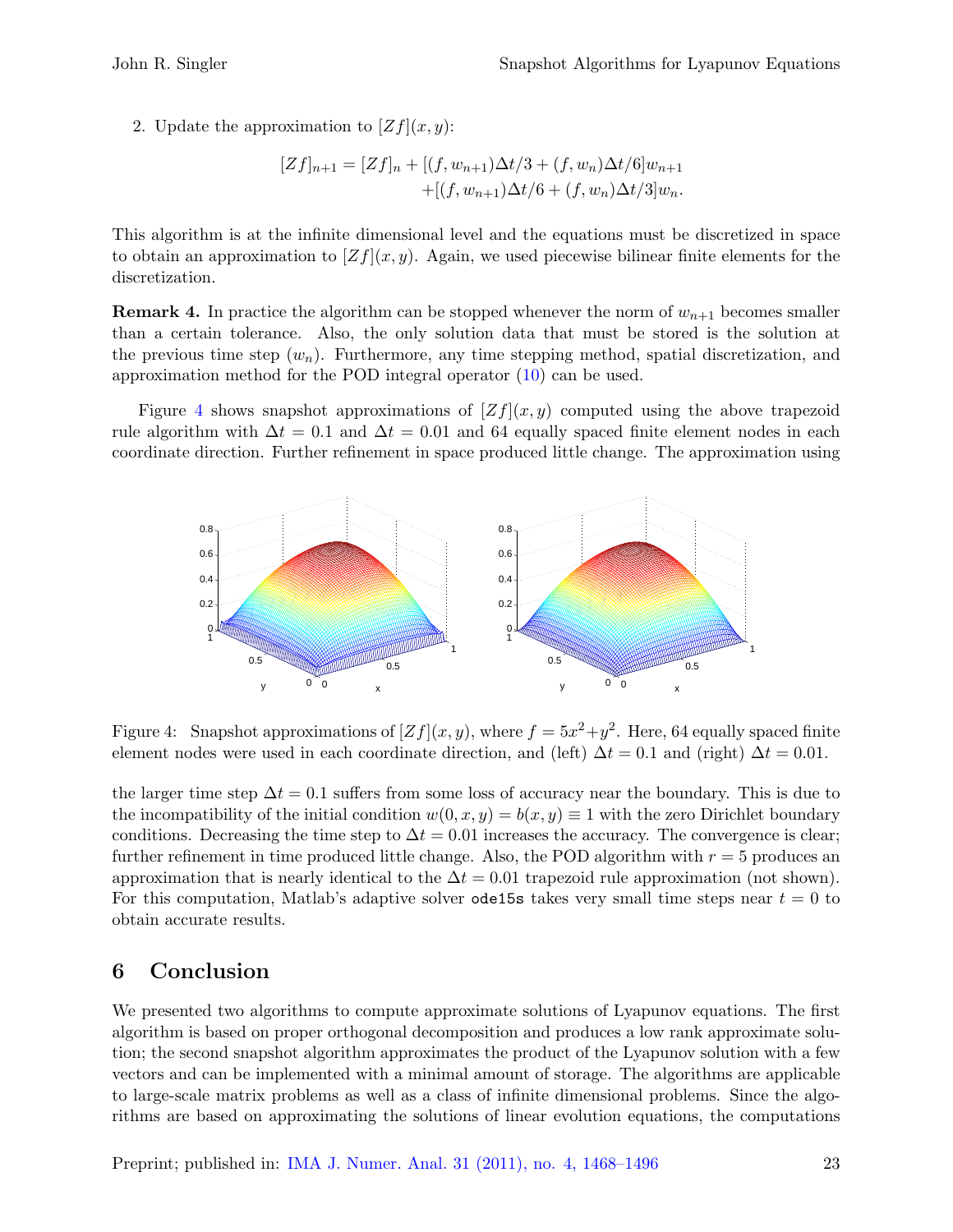2. Update the approximation to $[Zf](x, y)$:

$$
\begin{aligned}
[Zf]_{n+1} = [Zf]_n + [(f, w_{n+1})\Delta t/3 + (f, w_n)\Delta t/6]w_{n+1} \\
+[(f, w_{n+1})\Delta t/6 + (f, w_n)\Delta t/3]w_n.
\end{aligned}
$$

This algorithm is at the infinite dimensional level and the equations must be discretized in space to obtain an approximation to $[Zf](x, y)$. Again, we used piecewise bilinear finite elements for the discretization.

**Remark 4.** In practice the algorithm can be stopped whenever the norm of $w_{n+1}$ becomes smaller than a certain tolerance. Also, the only solution data that must be stored is the solution at the previous time step ($w_n$). Furthermore, any time stepping method, spatial discretization, and approximation method for the POD integral operator (10) can be used.

Figure 4 shows snapshot approximations of $[Zf](x, y)$ computed using the above trapezoid rule algorithm with $\Delta t = 0.1$ and $\Delta t = 0.01$ and 64 equally spaced finite element nodes in each coordinate direction. Further refinement in space produced little change. The approximation using the larger time step $\Delta t = 0.1$ suffers from some loss of accuracy near the boundary. This is due to the incompatibility of the initial condition $w(0, x, y) = b(x, y) \equiv 1$ with the zero Dirichlet boundary conditions. Decreasing the time step to $\Delta t = 0.01$ increases the accuracy. The convergence is clear; further refinement in time produced little change. Also, the POD algorithm with $r = 5$ produces an approximation that is nearly identical to the $\Delta t = 0.01$ trapezoid rule approximation (not shown). For this computation, Matlab's adaptive solver `ode15s` takes very small time steps near $t = 0$ to obtain accurate results.

Figure 4: Snapshot approximations of $[Zf](x, y)$, where $f = 5x^2+y^2$. Here, 64 equally spaced finite element nodes were used in each coordinate direction, and (left) $\Delta t = 0.1$ and (right) $\Delta t = 0.01$.

## 6 Conclusion

We presented two algorithms to compute approximate solutions of Lyapunov equations. The first algorithm is based on proper orthogonal decomposition and produces a low rank approximate solution; the second snapshot algorithm approximates the product of the Lyapunov solution with a few vectors and can be implemented with a minimal amount of storage. The algorithms are applicable to large-scale matrix problems as well as a class of infinite dimensional problems. Since the algorithms are based on approximating the solutions of linear evolution equations, the computations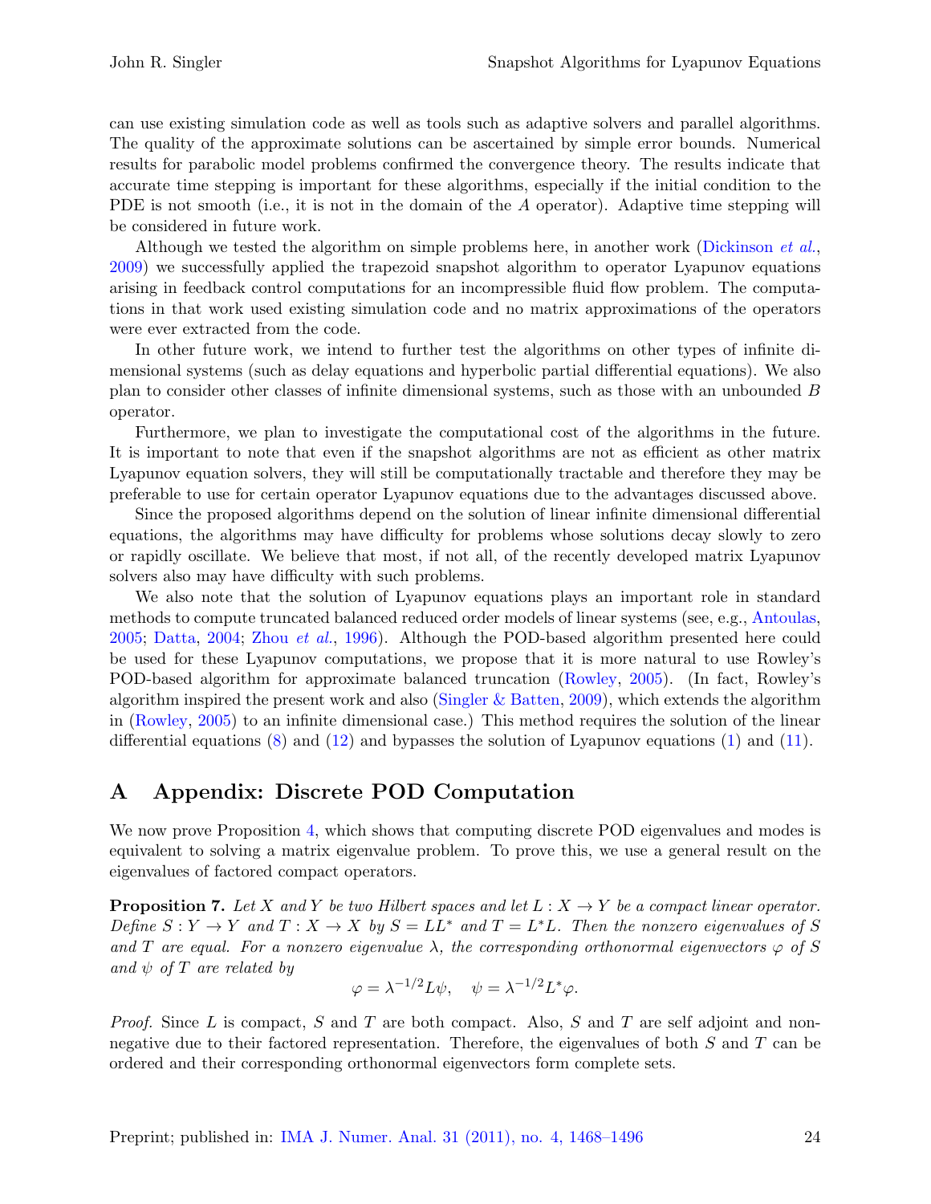can use existing simulation code as well as tools such as adaptive solvers and parallel algorithms. The quality of the approximate solutions can be ascertained by simple error bounds. Numerical results for parabolic model problems confirmed the convergence theory. The results indicate that accurate time stepping is important for these algorithms, especially if the initial condition to the PDE is not smooth (i.e., it is not in the domain of the $A$ operator). Adaptive time stepping will be considered in future work.

Although we tested the algorithm on simple problems here, in another work (Dickinson *et al.*, 2009) we successfully applied the trapezoid snapshot algorithm to operator Lyapunov equations arising in feedback control computations for an incompressible fluid flow problem. The computations in that work used existing simulation code and no matrix approximations of the operators were ever extracted from the code.

In other future work, we intend to further test the algorithms on other types of infinite dimensional systems (such as delay equations and hyperbolic partial differential equations). We also plan to consider other classes of infinite dimensional systems, such as those with an unbounded $B$ operator.

Furthermore, we plan to investigate the computational cost of the algorithms in the future. It is important to note that even if the snapshot algorithms are not as efficient as other matrix Lyapunov equation solvers, they will still be computationally tractable and therefore they may be preferable to use for certain operator Lyapunov equations due to the advantages discussed above.

Since the proposed algorithms depend on the solution of linear infinite dimensional differential equations, the algorithms may have difficulty for problems whose solutions decay slowly to zero or rapidly oscillate. We believe that most, if not all, of the recently developed matrix Lyapunov solvers also may have difficulty with such problems.

We also note that the solution of Lyapunov equations plays an important role in standard methods to compute truncated balanced reduced order models of linear systems (see, e.g., Antoulas, 2005; Datta, 2004; Zhou *et al.*, 1996). Although the POD-based algorithm presented here could be used for these Lyapunov computations, we propose that it is more natural to use Rowley's POD-based algorithm for approximate balanced truncation (Rowley, 2005). (In fact, Rowley's algorithm inspired the present work and also (Singler & Batten, 2009), which extends the algorithm in (Rowley, 2005) to an infinite dimensional case.) This method requires the solution of the linear differential equations (8) and (12) and bypasses the solution of Lyapunov equations (1) and (11).

# A Appendix: Discrete POD Computation

We now prove Proposition 4, which shows that computing discrete POD eigenvalues and modes is equivalent to solving a matrix eigenvalue problem. To prove this, we use a general result on the eigenvalues of factored compact operators.

**Proposition 7.** *Let $X$ and $Y$ be two Hilbert spaces and let $L : X \to Y$ be a compact linear operator. Define $S : Y \to Y$ and $T : X \to X$ by $S = LL^*$ and $T = L^*L$. Then the nonzero eigenvalues of $S$ and $T$ are equal. For a nonzero eigenvalue $\lambda$, the corresponding orthonormal eigenvectors $\varphi$ of $S$ and $\psi$ of $T$ are related by*

$$\varphi = \lambda^{-1/2} L\psi, \quad \psi = \lambda^{-1/2} L^* \varphi.$$

*Proof.* Since $L$ is compact, $S$ and $T$ are both compact. Also, $S$ and $T$ are self adjoint and nonnegative due to their factored representation. Therefore, the eigenvalues of both $S$ and $T$ can be ordered and their corresponding orthonormal eigenvectors form complete sets.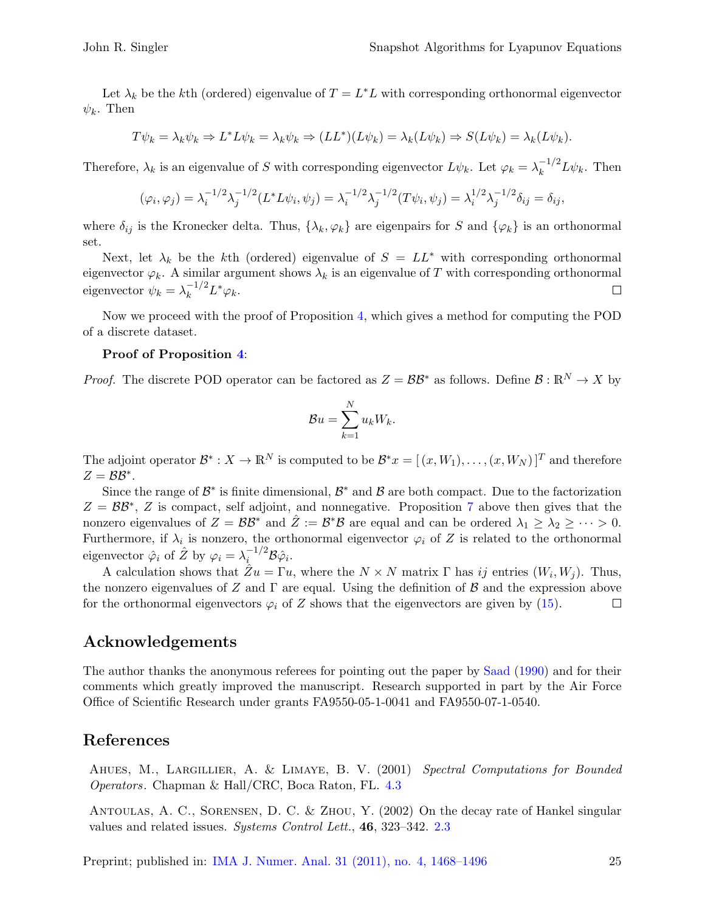Let $\lambda_k$ be the $k$th (ordered) eigenvalue of $T = L^*L$ with corresponding orthonormal eigenvector $\psi_k$. Then

$$T\psi_k = \lambda_k \psi_k \Rightarrow L^*L\psi_k = \lambda_k \psi_k \Rightarrow (LL^*)(L\psi_k) = \lambda_k(L\psi_k) \Rightarrow S(L\psi_k) = \lambda_k(L\psi_k).$$

Therefore, $\lambda_k$ is an eigenvalue of $S$ with corresponding eigenvector $L\psi_k$. Let $\varphi_k = \lambda_k^{-1/2} L\psi_k$. Then

$$(\varphi_i, \varphi_j) = \lambda_i^{-1/2}\lambda_j^{-1/2}(L^*L\psi_i, \psi_j) = \lambda_i^{-1/2}\lambda_j^{-1/2}(T\psi_i, \psi_j) = \lambda_i^{1/2}\lambda_j^{-1/2}\delta_{ij} = \delta_{ij},$$

where $\delta_{ij}$ is the Kronecker delta. Thus, $\{\lambda_k, \varphi_k\}$ are eigenpairs for $S$ and $\{\varphi_k\}$ is an orthonormal set.

Next, let $\lambda_k$ be the $k$th (ordered) eigenvalue of $S = LL^*$ with corresponding orthonormal eigenvector $\varphi_k$. A similar argument shows $\lambda_k$ is an eigenvalue of $T$ with corresponding orthonormal eigenvector $\psi_k = \lambda_k^{-1/2} L^* \varphi_k$. □

Now we proceed with the proof of Proposition 4, which gives a method for computing the POD of a discrete dataset.

**Proof of Proposition 4**:

*Proof.* The discrete POD operator can be factored as $Z = \mathcal{B}\mathcal{B}^*$ as follows. Define $\mathcal{B} : \mathbb{R}^N \to X$ by

$$\mathcal{B}u = \sum_{k=1}^{N} u_k W_k.$$

The adjoint operator $\mathcal{B}^* : X \to \mathbb{R}^N$ is computed to be $\mathcal{B}^* x = [\,(x, W_1), \ldots, (x, W_N)\,]^T$ and therefore $Z = \mathcal{B}\mathcal{B}^*$.

Since the range of $\mathcal{B}^*$ is finite dimensional, $\mathcal{B}^*$ and $\mathcal{B}$ are both compact. Due to the factorization $Z = \mathcal{B}\mathcal{B}^*$, $Z$ is compact, self adjoint, and nonnegative. Proposition 7 above then gives that the nonzero eigenvalues of $Z = \mathcal{B}\mathcal{B}^*$ and $\hat{Z} := \mathcal{B}^*\mathcal{B}$ are equal and can be ordered $\lambda_1 \geq \lambda_2 \geq \cdots > 0$. Furthermore, if $\lambda_i$ is nonzero, the orthonormal eigenvector $\varphi_i$ of $Z$ is related to the orthonormal eigenvector $\hat{\varphi}_i$ of $\hat{Z}$ by $\varphi_i = \lambda_i^{-1/2}\mathcal{B}\hat{\varphi}_i$.

A calculation shows that $\hat{Z}u = \Gamma u$, where the $N \times N$ matrix $\Gamma$ has $ij$ entries $(W_i, W_j)$. Thus, the nonzero eigenvalues of $Z$ and $\Gamma$ are equal. Using the definition of $\mathcal{B}$ and the expression above for the orthonormal eigenvectors $\varphi_i$ of $Z$ shows that the eigenvectors are given by (15). □

## Acknowledgements

The author thanks the anonymous referees for pointing out the paper by Saad (1990) and for their comments which greatly improved the manuscript. Research supported in part by the Air Force Office of Scientific Research under grants FA9550-05-1-0041 and FA9550-07-1-0540.

## References

Ahues, M., Largillier, A. & Limaye, B. V. (2001) *Spectral Computations for Bounded Operators*. Chapman & Hall/CRC, Boca Raton, FL. 4.3

Antoulas, A. C., Sorensen, D. C. & Zhou, Y. (2002) On the decay rate of Hankel singular values and related issues. *Systems Control Lett.*, **46**, 323–342. 2.3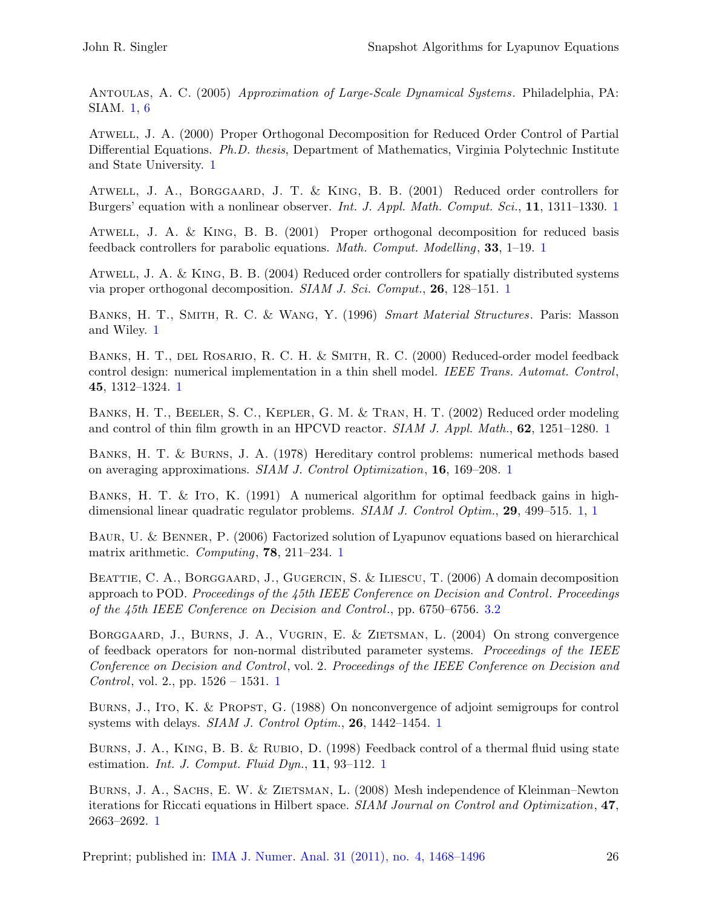Antoulas, A. C. (2005) *Approximation of Large-Scale Dynamical Systems*. Philadelphia, PA: SIAM. 1, 6

Atwell, J. A. (2000) Proper Orthogonal Decomposition for Reduced Order Control of Partial Differential Equations. *Ph.D. thesis*, Department of Mathematics, Virginia Polytechnic Institute and State University. 1

Atwell, J. A., Borggaard, J. T. & King, B. B. (2001) Reduced order controllers for Burgers' equation with a nonlinear observer. *Int. J. Appl. Math. Comput. Sci.*, **11**, 1311–1330. 1

Atwell, J. A. & King, B. B. (2001) Proper orthogonal decomposition for reduced basis feedback controllers for parabolic equations. *Math. Comput. Modelling*, **33**, 1–19. 1

Atwell, J. A. & King, B. B. (2004) Reduced order controllers for spatially distributed systems via proper orthogonal decomposition. *SIAM J. Sci. Comput.*, **26**, 128–151. 1

Banks, H. T., Smith, R. C. & Wang, Y. (1996) *Smart Material Structures*. Paris: Masson and Wiley. 1

Banks, H. T., del Rosario, R. C. H. & Smith, R. C. (2000) Reduced-order model feedback control design: numerical implementation in a thin shell model. *IEEE Trans. Automat. Control*, **45**, 1312–1324. 1

Banks, H. T., Beeler, S. C., Kepler, G. M. & Tran, H. T. (2002) Reduced order modeling and control of thin film growth in an HPCVD reactor. *SIAM J. Appl. Math.*, **62**, 1251–1280. 1

Banks, H. T. & Burns, J. A. (1978) Hereditary control problems: numerical methods based on averaging approximations. *SIAM J. Control Optimization*, **16**, 169–208. 1

Banks, H. T. & Ito, K. (1991) A numerical algorithm for optimal feedback gains in high-dimensional linear quadratic regulator problems. *SIAM J. Control Optim.*, **29**, 499–515. 1, 1

Baur, U. & Benner, P. (2006) Factorized solution of Lyapunov equations based on hierarchical matrix arithmetic. *Computing*, **78**, 211–234. 1

Beattie, C. A., Borggaard, J., Gugercin, S. & Iliescu, T. (2006) A domain decomposition approach to POD. *Proceedings of the 45th IEEE Conference on Decision and Control*. *Proceedings of the 45th IEEE Conference on Decision and Control*., pp. 6750–6756. 3.2

Borggaard, J., Burns, J. A., Vugrin, E. & Zietsman, L. (2004) On strong convergence of feedback operators for non-normal distributed parameter systems. *Proceedings of the IEEE Conference on Decision and Control*, vol. 2. *Proceedings of the IEEE Conference on Decision and Control*, vol. 2., pp. 1526 – 1531. 1

Burns, J., Ito, K. & Propst, G. (1988) On nonconvergence of adjoint semigroups for control systems with delays. *SIAM J. Control Optim.*, **26**, 1442–1454. 1

Burns, J. A., King, B. B. & Rubio, D. (1998) Feedback control of a thermal fluid using state estimation. *Int. J. Comput. Fluid Dyn.*, **11**, 93–112. 1

Burns, J. A., Sachs, E. W. & Zietsman, L. (2008) Mesh independence of Kleinman–Newton iterations for Riccati equations in Hilbert space. *SIAM Journal on Control and Optimization*, **47**, 2663–2692. 1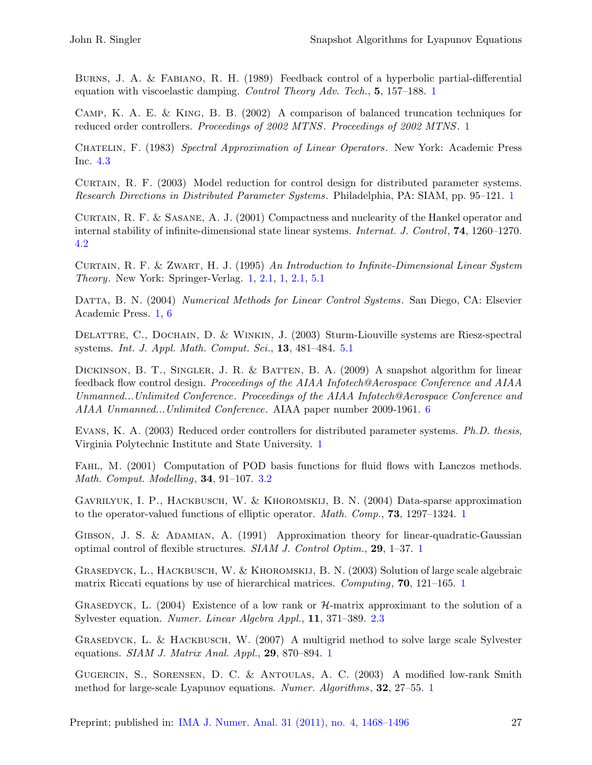Burns, J. A. & Fabiano, R. H. (1989) Feedback control of a hyperbolic partial-differential equation with viscoelastic damping. *Control Theory Adv. Tech.*, **5**, 157–188. 1

Camp, K. A. E. & King, B. B. (2002) A comparison of balanced truncation techniques for reduced order controllers. *Proceedings of 2002 MTNS*. *Proceedings of 2002 MTNS*. 1

Chatelin, F. (1983) *Spectral Approximation of Linear Operators*. New York: Academic Press Inc. 4.3

Curtain, R. F. (2003) Model reduction for control design for distributed parameter systems. *Research Directions in Distributed Parameter Systems*. Philadelphia, PA: SIAM, pp. 95–121. 1

Curtain, R. F. & Sasane, A. J. (2001) Compactness and nuclearity of the Hankel operator and internal stability of infinite-dimensional state linear systems. *Internat. J. Control*, **74**, 1260–1270. 4.2

Curtain, R. F. & Zwart, H. J. (1995) *An Introduction to Infinite-Dimensional Linear System Theory*. New York: Springer-Verlag. 1, 2.1, 1, 2.1, 5.1

Datta, B. N. (2004) *Numerical Methods for Linear Control Systems*. San Diego, CA: Elsevier Academic Press. 1, 6

Delattre, C., Dochain, D. & Winkin, J. (2003) Sturm-Liouville systems are Riesz-spectral systems. *Int. J. Appl. Math. Comput. Sci.*, **13**, 481–484. 5.1

Dickinson, B. T., Singler, J. R. & Batten, B. A. (2009) A snapshot algorithm for linear feedback flow control design. *Proceedings of the AIAA Infotech@Aerospace Conference and AIAA Unmanned...Unlimited Conference*. *Proceedings of the AIAA Infotech@Aerospace Conference and AIAA Unmanned...Unlimited Conference*. AIAA paper number 2009-1961. 6

Evans, K. A. (2003) Reduced order controllers for distributed parameter systems. *Ph.D. thesis*, Virginia Polytechnic Institute and State University. 1

Fahl, M. (2001) Computation of POD basis functions for fluid flows with Lanczos methods. *Math. Comput. Modelling*, **34**, 91–107. 3.2

Gavrilyuk, I. P., Hackbusch, W. & Khoromskij, B. N. (2004) Data-sparse approximation to the operator-valued functions of elliptic operator. *Math. Comp.*, **73**, 1297–1324. 1

Gibson, J. S. & Adamian, A. (1991) Approximation theory for linear-quadratic-Gaussian optimal control of flexible structures. *SIAM J. Control Optim.*, **29**, 1–37. 1

Grasedyck, L., Hackbusch, W. & Khoromskij, B. N. (2003) Solution of large scale algebraic matrix Riccati equations by use of hierarchical matrices. *Computing*, **70**, 121–165. 1

Grasedyck, L. (2004) Existence of a low rank or $\mathcal{H}$-matrix approximant to the solution of a Sylvester equation. *Numer. Linear Algebra Appl.*, **11**, 371–389. 2.3

Grasedyck, L. & Hackbusch, W. (2007) A multigrid method to solve large scale Sylvester equations. *SIAM J. Matrix Anal. Appl.*, **29**, 870–894. 1

Gugercin, S., Sorensen, D. C. & Antoulas, A. C. (2003) A modified low-rank Smith method for large-scale Lyapunov equations. *Numer. Algorithms*, **32**, 27–55. 1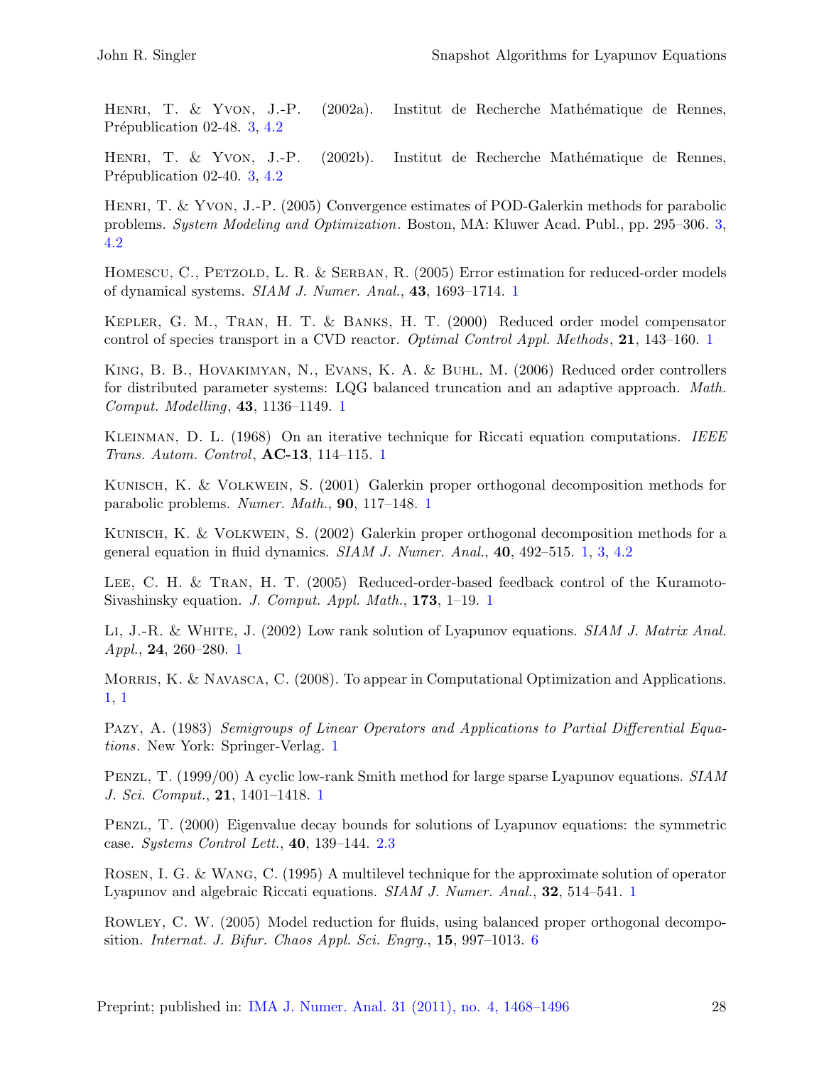Henri, T. & Yvon, J.-P. (2002a). Institut de Recherche Mathématique de Rennes, Prépublication 02-48. 3, 4.2

Henri, T. & Yvon, J.-P. (2002b). Institut de Recherche Mathématique de Rennes, Prépublication 02-40. 3, 4.2

Henri, T. & Yvon, J.-P. (2005) Convergence estimates of POD-Galerkin methods for parabolic problems. *System Modeling and Optimization*. Boston, MA: Kluwer Acad. Publ., pp. 295–306. 3, 4.2

Homescu, C., Petzold, L. R. & Serban, R. (2005) Error estimation for reduced-order models of dynamical systems. *SIAM J. Numer. Anal.*, **43**, 1693–1714. 1

Kepler, G. M., Tran, H. T. & Banks, H. T. (2000) Reduced order model compensator control of species transport in a CVD reactor. *Optimal Control Appl. Methods*, **21**, 143–160. 1

King, B. B., Hovakimyan, N., Evans, K. A. & Buhl, M. (2006) Reduced order controllers for distributed parameter systems: LQG balanced truncation and an adaptive approach. *Math. Comput. Modelling*, **43**, 1136–1149. 1

Kleinman, D. L. (1968) On an iterative technique for Riccati equation computations. *IEEE Trans. Autom. Control*, **AC-13**, 114–115. 1

Kunisch, K. & Volkwein, S. (2001) Galerkin proper orthogonal decomposition methods for parabolic problems. *Numer. Math.*, **90**, 117–148. 1

Kunisch, K. & Volkwein, S. (2002) Galerkin proper orthogonal decomposition methods for a general equation in fluid dynamics. *SIAM J. Numer. Anal.*, **40**, 492–515. 1, 3, 4.2

Lee, C. H. & Tran, H. T. (2005) Reduced-order-based feedback control of the Kuramoto-Sivashinsky equation. *J. Comput. Appl. Math.*, **173**, 1–19. 1

Li, J.-R. & White, J. (2002) Low rank solution of Lyapunov equations. *SIAM J. Matrix Anal. Appl.*, **24**, 260–280. 1

Morris, K. & Navasca, C. (2008). To appear in Computational Optimization and Applications. 1, 1

Pazy, A. (1983) *Semigroups of Linear Operators and Applications to Partial Differential Equations*. New York: Springer-Verlag. 1

Penzl, T. (1999/00) A cyclic low-rank Smith method for large sparse Lyapunov equations. *SIAM J. Sci. Comput.*, **21**, 1401–1418. 1

Penzl, T. (2000) Eigenvalue decay bounds for solutions of Lyapunov equations: the symmetric case. *Systems Control Lett.*, **40**, 139–144. 2.3

Rosen, I. G. & Wang, C. (1995) A multilevel technique for the approximate solution of operator Lyapunov and algebraic Riccati equations. *SIAM J. Numer. Anal.*, **32**, 514–541. 1

Rowley, C. W. (2005) Model reduction for fluids, using balanced proper orthogonal decomposition. *Internat. J. Bifur. Chaos Appl. Sci. Engrg.*, **15**, 997–1013. 6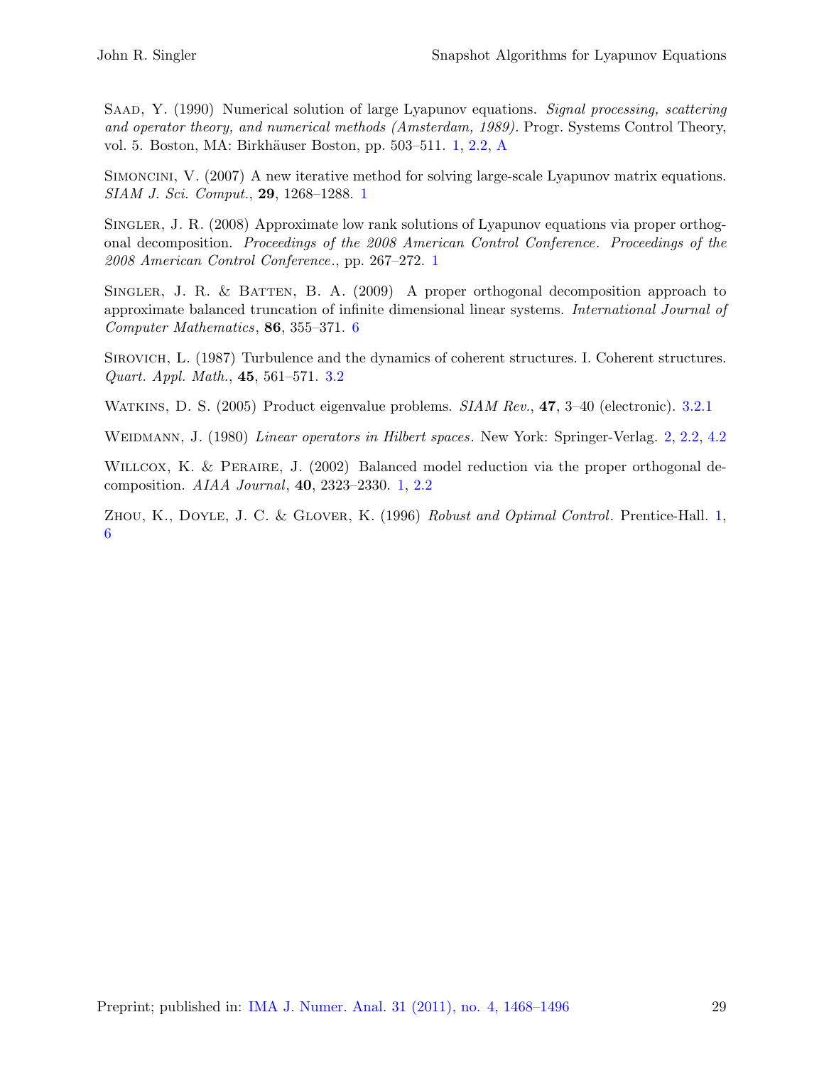Saad, Y. (1990) Numerical solution of large Lyapunov equations. *Signal processing, scattering and operator theory, and numerical methods (Amsterdam, 1989)*. Progr. Systems Control Theory, vol. 5. Boston, MA: Birkhäuser Boston, pp. 503–511. 1, 2.2, A

Simoncini, V. (2007) A new iterative method for solving large-scale Lyapunov matrix equations. *SIAM J. Sci. Comput.*, **29**, 1268–1288. 1

Singler, J. R. (2008) Approximate low rank solutions of Lyapunov equations via proper orthogonal decomposition. *Proceedings of the 2008 American Control Conference*. *Proceedings of the 2008 American Control Conference.*, pp. 267–272. 1

Singler, J. R. & Batten, B. A. (2009) A proper orthogonal decomposition approach to approximate balanced truncation of infinite dimensional linear systems. *International Journal of Computer Mathematics*, **86**, 355–371. 6

Sirovich, L. (1987) Turbulence and the dynamics of coherent structures. I. Coherent structures. *Quart. Appl. Math.*, **45**, 561–571. 3.2

Watkins, D. S. (2005) Product eigenvalue problems. *SIAM Rev.*, **47**, 3–40 (electronic). 3.2.1

Weidmann, J. (1980) *Linear operators in Hilbert spaces*. New York: Springer-Verlag. 2, 2.2, 4.2

Willcox, K. & Peraire, J. (2002) Balanced model reduction via the proper orthogonal decomposition. *AIAA Journal*, **40**, 2323–2330. 1, 2.2

Zhou, K., Doyle, J. C. & Glover, K. (1996) *Robust and Optimal Control*. Prentice-Hall. 1, 6